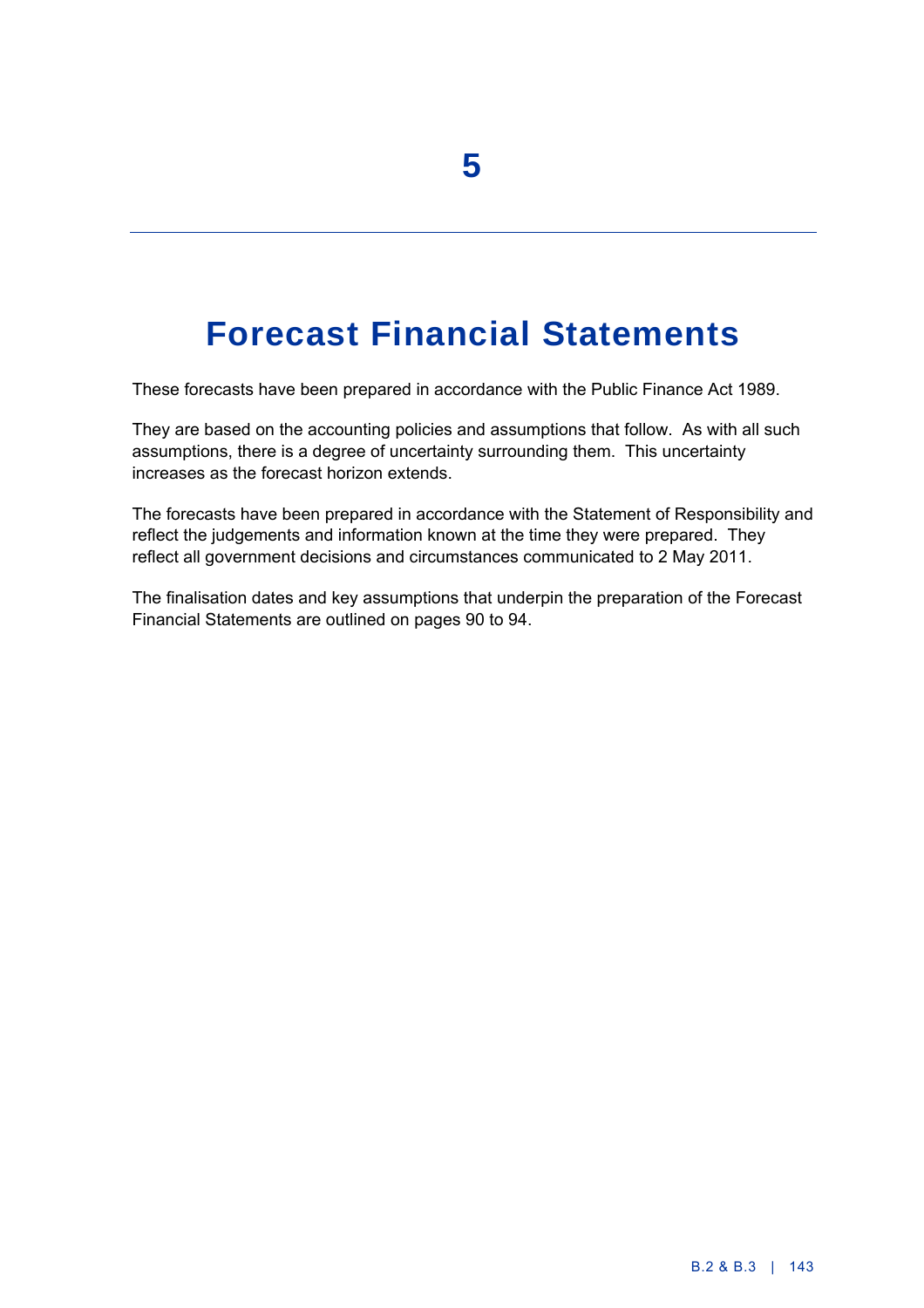# 5

# Forecast Financial Statements

These forecasts have been prepared in accordance with the Public Finance Act 1989.

They are based on the accounting policies and assumptions that follow. As with all such assumptions, there is a degree of uncertainty surrounding them. This uncertainty increases as the forecast horizon extends.

The forecasts have been prepared in accordance with the Statement of Responsibility and reflect the judgements and information known at the time they were prepared. They reflect all government decisions and circumstances communicated to 2 May 2011.

The finalisation dates and key assumptions that underpin the preparation of the Forecast Financial Statements are outlined on pages 90 to 94.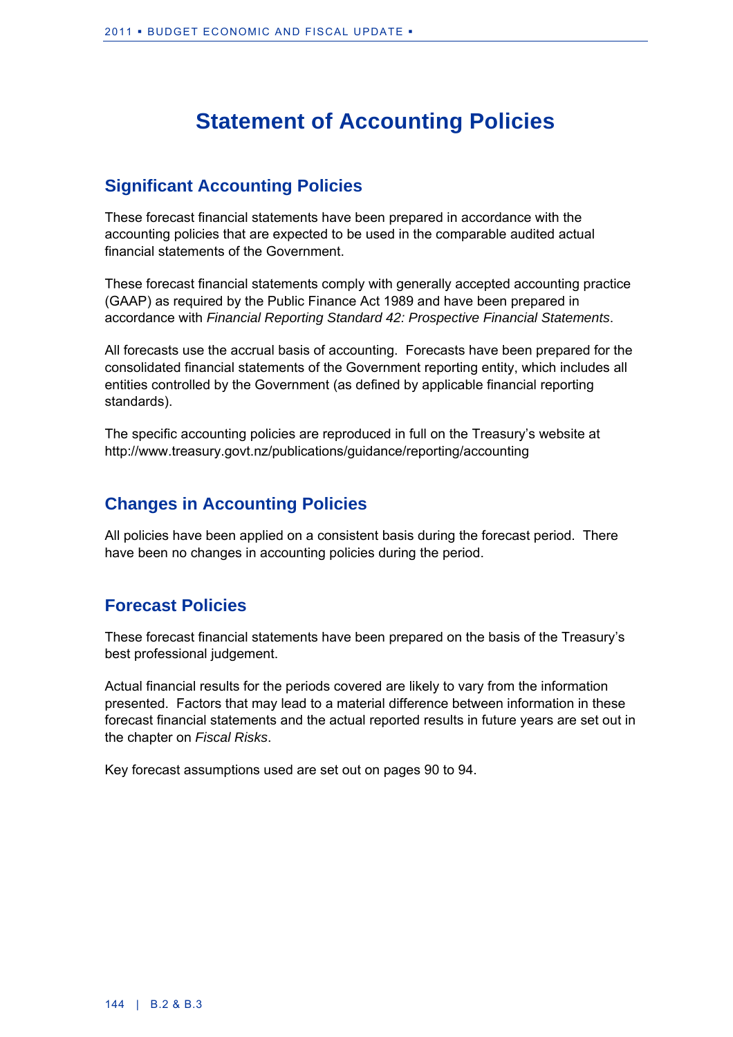# Statement of Accounting Policies

## Significant Accounting Policies

These forecast financial statements have been prepared in accordance with the accounting policies that are expected to be used in the comparable audited actual financial statements of the Government.

These forecast financial statements comply with generally accepted accounting practice (GAAP) as required by the Public Finance Act 1989 and have been prepared in accordance with *Financial Reporting Standard 42: Prospective Financial Statements*.

All forecasts use the accrual basis of accounting. Forecasts have been prepared for the consolidated financial statements of the Government reporting entity, which includes all entities controlled by the Government (as defined by applicable financial reporting standards).

The specific accounting policies are reproduced in full on the Treasury's website at http://www.treasury.govt.nz/publications/guidance/reporting/accounting

## Changes in Accounting Policies

All policies have been applied on a consistent basis during the forecast period. There have been no changes in accounting policies during the period.

## Forecast Policies

These forecast financial statements have been prepared on the basis of the Treasury's best professional judgement.

Actual financial results for the periods covered are likely to vary from the information presented. Factors that may lead to a material difference between information in these forecast financial statements and the actual reported results in future years are set out in the chapter on *Fiscal Risks*.

Key forecast assumptions used are set out on pages 90 to 94.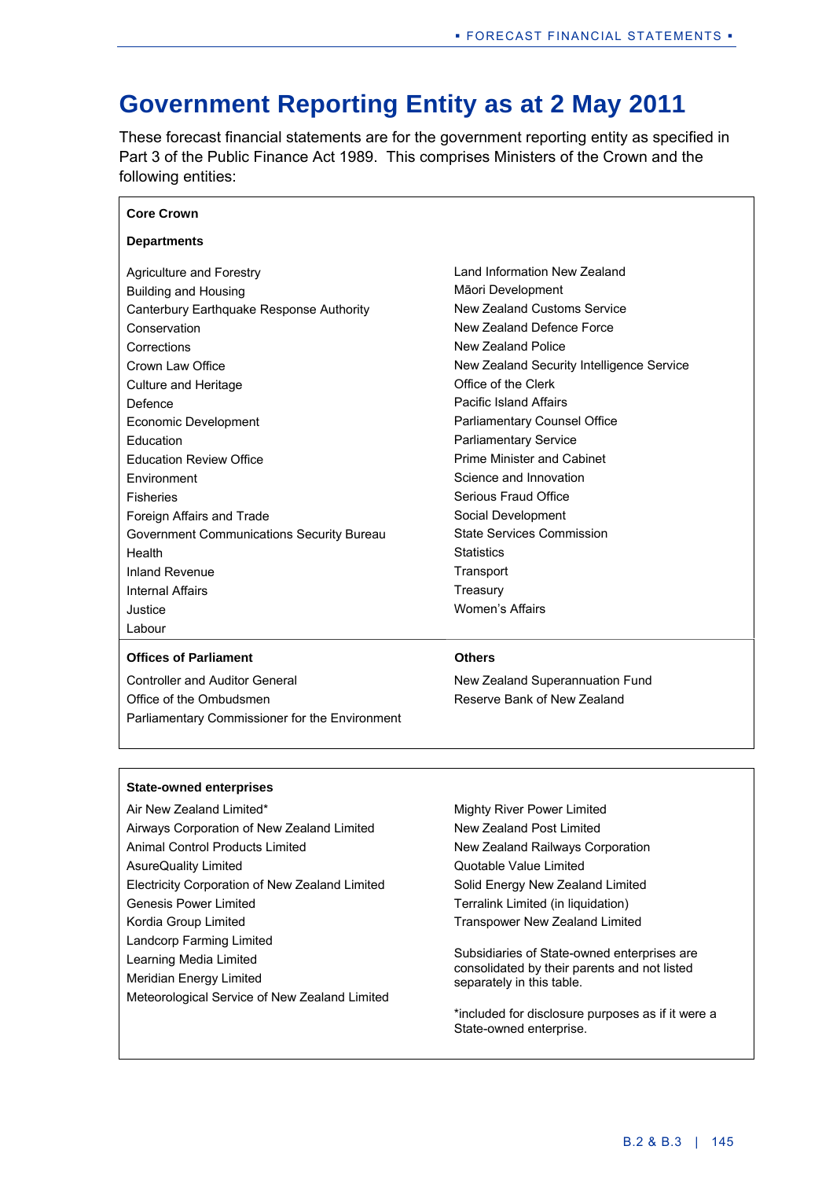# Government Reporting Entity as at 2 May 2011

These forecast financial statements are for the government reporting entity as specified in Part 3 of the Public Finance Act 1989. This comprises Ministers of the Crown and the following entities:

**Core Crown**

**Departments**

- Agriculture and Forestry
- Building and Housing
- Canterbury Earthquake Response Authority
- Conservation
- Corrections
- Crown Law Office
- Culture and Heritage
- Defence
- Economic Development
- Education
- Education Review Office
- Environment
- Fisheries
- Foreign Affairs and Trade
- Government Communications Security Bureau
- Health
- Inland Revenue
- Internal Affairs
- Justice
- Labour
- Land Information New Zealand
- Māori Development
- New Zealand Customs Service
- New Zealand Defence Force
- New Zealand Police
- New Zealand Security Intelligence Service
- Office of the Clerk
- Pacific Island Affairs
- Parliamentary Counsel Office
- Parliamentary Service
- Prime Minister and Cabinet
- Science and Innovation
- Serious Fraud Office
- Social Development
- State Services Commission
- Statistics
- Transport
- Treasury
- Women's Affairs

**Offices of Parliament**

- Controller and Auditor General
- Office of the Ombudsmen
- Parliamentary Commissioner for the Environment

**Others**

- New Zealand Superannuation Fund
- Reserve Bank of New Zealand

**State-owned enterprises**

- Air New Zealand Limited*
- Airways Corporation of New Zealand Limited
- Animal Control Products Limited
- AsureQuality Limited
- Electricity Corporation of New Zealand Limited
- Genesis Power Limited
- Kordia Group Limited
- Landcorp Farming Limited
- Learning Media Limited
- Meridian Energy Limited
- Meteorological Service of New Zealand Limited
- Mighty River Power Limited
- New Zealand Post Limited
- New Zealand Railways Corporation
- Quotable Value Limited
- Solid Energy New Zealand Limited
- Terralink Limited (in liquidation)
- Transpower New Zealand Limited

Subsidiaries of State-owned enterprises are consolidated by their parents and not listed separately in this table.

*included for disclosure purposes as if it were a State-owned enterprise.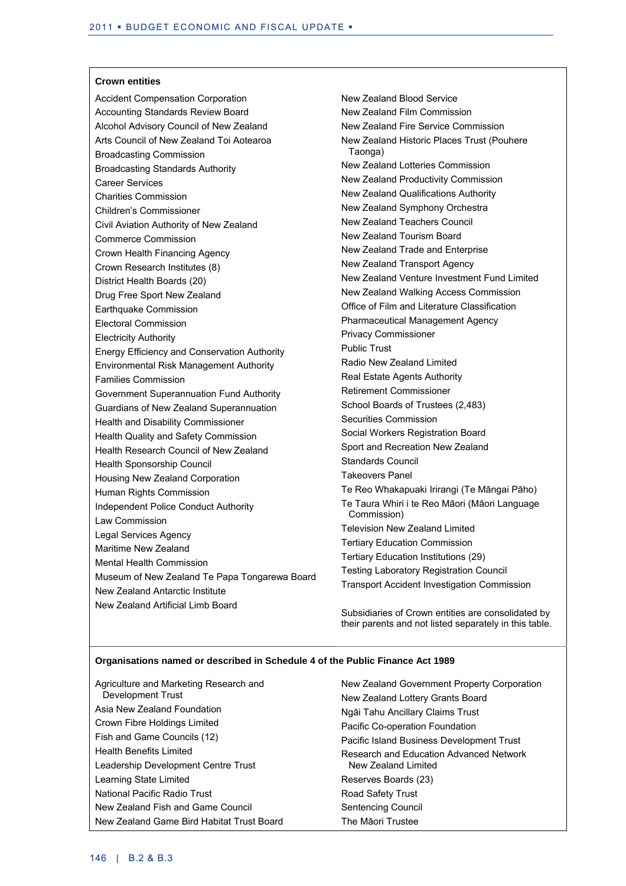**Crown entities**

Accident Compensation Corporation
Accounting Standards Review Board
Alcohol Advisory Council of New Zealand
Arts Council of New Zealand Toi Aotearoa
Broadcasting Commission
Broadcasting Standards Authority
Career Services
Charities Commission
Children's Commissioner
Civil Aviation Authority of New Zealand
Commerce Commission
Crown Health Financing Agency
Crown Research Institutes (8)
District Health Boards (20)
Drug Free Sport New Zealand
Earthquake Commission
Electoral Commission
Electricity Authority
Energy Efficiency and Conservation Authority
Environmental Risk Management Authority
Families Commission
Government Superannuation Fund Authority
Guardians of New Zealand Superannuation
Health and Disability Commissioner
Health Quality and Safety Commission
Health Research Council of New Zealand
Health Sponsorship Council
Housing New Zealand Corporation
Human Rights Commission
Independent Police Conduct Authority
Law Commission
Legal Services Agency
Maritime New Zealand
Mental Health Commission
Museum of New Zealand Te Papa Tongarewa Board
New Zealand Antarctic Institute
New Zealand Artificial Limb Board
New Zealand Blood Service
New Zealand Film Commission
New Zealand Fire Service Commission
New Zealand Historic Places Trust (Pouhere Taonga)
New Zealand Lotteries Commission
New Zealand Productivity Commission
New Zealand Qualifications Authority
New Zealand Symphony Orchestra
New Zealand Teachers Council
New Zealand Tourism Board
New Zealand Trade and Enterprise
New Zealand Transport Agency
New Zealand Venture Investment Fund Limited
New Zealand Walking Access Commission
Office of Film and Literature Classification
Pharmaceutical Management Agency
Privacy Commissioner
Public Trust
Radio New Zealand Limited
Real Estate Agents Authority
Retirement Commissioner
School Boards of Trustees (2,483)
Securities Commission
Social Workers Registration Board
Sport and Recreation New Zealand
Standards Council
Takeovers Panel
Te Reo Whakapuaki Irirangi (Te Māngai Pāho)
Te Taura Whiri i te Reo Māori (Māori Language Commission)
Television New Zealand Limited
Tertiary Education Commission
Tertiary Education Institutions (29)
Testing Laboratory Registration Council
Transport Accident Investigation Commission

Subsidiaries of Crown entities are consolidated by their parents and not listed separately in this table.

**Organisations named or described in Schedule 4 of the Public Finance Act 1989**

Agriculture and Marketing Research and Development Trust
Asia New Zealand Foundation
Crown Fibre Holdings Limited
Fish and Game Councils (12)
Health Benefits Limited
Leadership Development Centre Trust
Learning State Limited
National Pacific Radio Trust
New Zealand Fish and Game Council
New Zealand Game Bird Habitat Trust Board
New Zealand Government Property Corporation
New Zealand Lottery Grants Board
Ngāi Tahu Ancillary Claims Trust
Pacific Co-operation Foundation
Pacific Island Business Development Trust
Research and Education Advanced Network New Zealand Limited
Reserves Boards (23)
Road Safety Trust
Sentencing Council
The Māori Trustee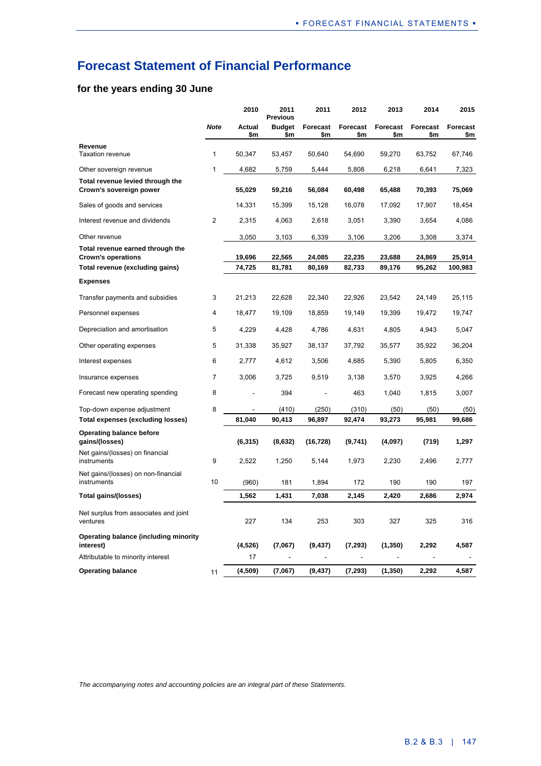## Forecast Statement of Financial Performance

### for the years ending 30 June

| | Note | 2010 Actual $m | 2011 Previous Budget $m | 2011 Forecast $m | 2012 Forecast $m | 2013 Forecast $m | 2014 Forecast $m | 2015 Forecast $m |
|---|---|---|---|---|---|---|---|---|
| **Revenue** | | | | | | | | |
| Taxation revenue | 1 | 50,347 | 53,457 | 50,640 | 54,690 | 59,270 | 63,752 | 67,746 |
| Other sovereign revenue | 1 | 4,682 | 5,759 | 5,444 | 5,808 | 6,218 | 6,641 | 7,323 |
| **Total revenue levied through the Crown's sovereign power** | | **55,029** | **59,216** | **56,084** | **60,498** | **65,488** | **70,393** | **75,069** |
| Sales of goods and services | | 14,331 | 15,399 | 15,128 | 16,078 | 17,092 | 17,907 | 18,454 |
| Interest revenue and dividends | 2 | 2,315 | 4,063 | 2,618 | 3,051 | 3,390 | 3,654 | 4,086 |
| Other revenue | | 3,050 | 3,103 | 6,339 | 3,106 | 3,206 | 3,308 | 3,374 |
| **Total revenue earned through the Crown's operations** | | **19,696** | **22,565** | **24,085** | **22,235** | **23,688** | **24,869** | **25,914** |
| **Total revenue (excluding gains)** | | **74,725** | **81,781** | **80,169** | **82,733** | **89,176** | **95,262** | **100,983** |
| **Expenses** | | | | | | | | |
| Transfer payments and subsidies | 3 | 21,213 | 22,628 | 22,340 | 22,926 | 23,542 | 24,149 | 25,115 |
| Personnel expenses | 4 | 18,477 | 19,109 | 18,859 | 19,149 | 19,399 | 19,472 | 19,747 |
| Depreciation and amortisation | 5 | 4,229 | 4,428 | 4,786 | 4,631 | 4,805 | 4,943 | 5,047 |
| Other operating expenses | 5 | 31,338 | 35,927 | 38,137 | 37,792 | 35,577 | 35,922 | 36,204 |
| Interest expenses | 6 | 2,777 | 4,612 | 3,506 | 4,685 | 5,390 | 5,805 | 6,350 |
| Insurance expenses | 7 | 3,006 | 3,725 | 9,519 | 3,138 | 3,570 | 3,925 | 4,266 |
| Forecast new operating spending | 8 | - | 394 | - | 463 | 1,040 | 1,815 | 3,007 |
| Top-down expense adjustment | 8 | - | (410) | (250) | (310) | (50) | (50) | (50) |
| **Total expenses (excluding losses)** | | **81,040** | **90,413** | **96,897** | **92,474** | **93,273** | **95,981** | **99,686** |
| **Operating balance before gains/(losses)** | | **(6,315)** | **(8,632)** | **(16,728)** | **(9,741)** | **(4,097)** | **(719)** | **1,297** |
| Net gains/(losses) on financial instruments | 9 | 2,522 | 1,250 | 5,144 | 1,973 | 2,230 | 2,496 | 2,777 |
| Net gains/(losses) on non-financial instruments | 10 | (960) | 181 | 1,894 | 172 | 190 | 190 | 197 |
| **Total gains/(losses)** | | **1,562** | **1,431** | **7,038** | **2,145** | **2,420** | **2,686** | **2,974** |
| Net surplus from associates and joint ventures | | 227 | 134 | 253 | 303 | 327 | 325 | 316 |
| **Operating balance (including minority interest)** | | **(4,526)** | **(7,067)** | **(9,437)** | **(7,293)** | **(1,350)** | **2,292** | **4,587** |
| Attributable to minority interest | | 17 | - | - | - | - | - | - |
| **Operating balance** | 11 | **(4,509)** | **(7,067)** | **(9,437)** | **(7,293)** | **(1,350)** | **2,292** | **4,587** |

*The accompanying notes and accounting policies are an integral part of these Statements.*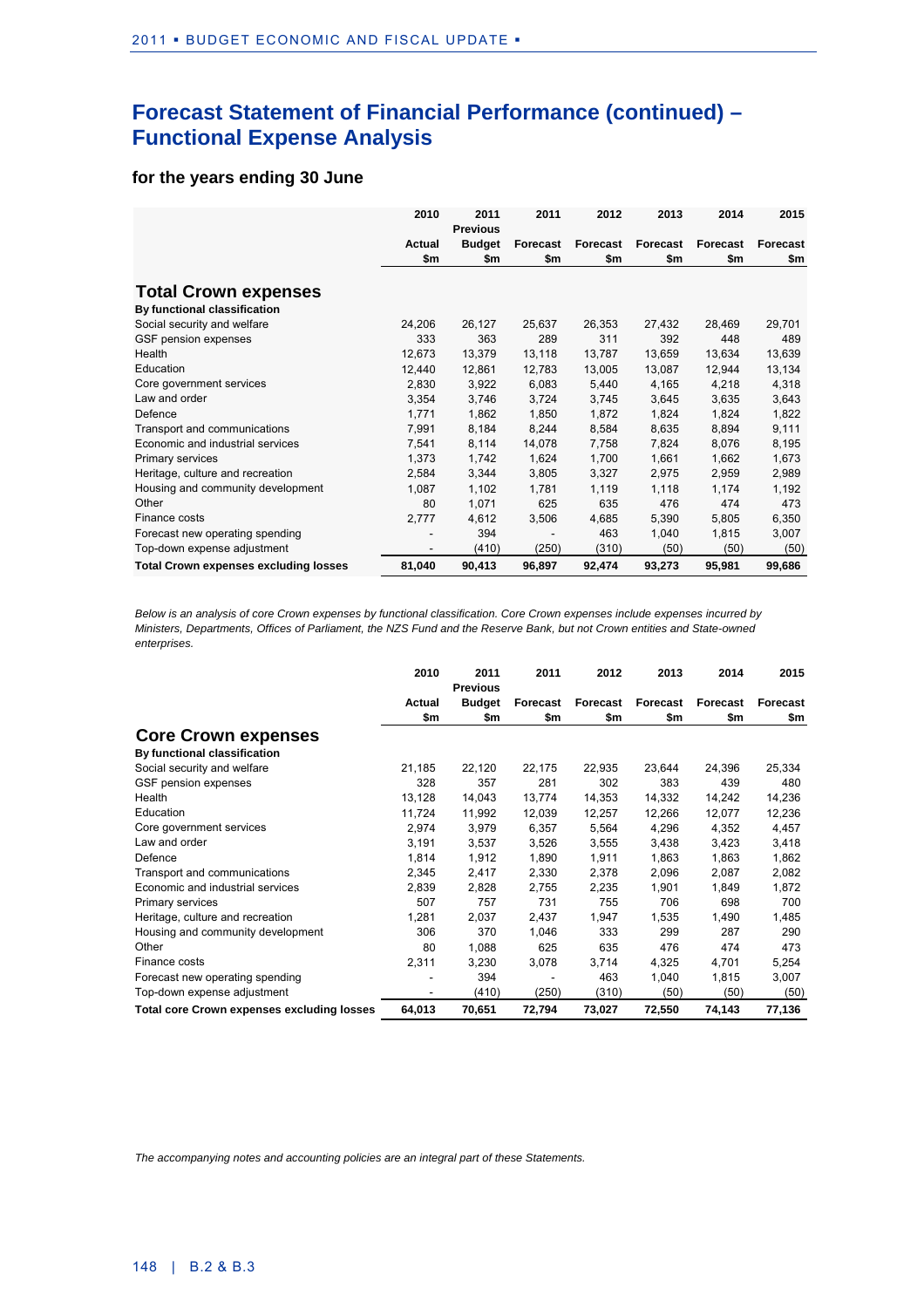# Forecast Statement of Financial Performance (continued) – Functional Expense Analysis

### for the years ending 30 June

| | 2010 Actual $m | 2011 Previous Budget $m | 2011 Forecast $m | 2012 Forecast $m | 2013 Forecast $m | 2014 Forecast $m | 2015 Forecast $m |
|---|---|---|---|---|---|---|---|
| **Total Crown expenses** | | | | | | | |
| **By functional classification** | | | | | | | |
| Social security and welfare | 24,206 | 26,127 | 25,637 | 26,353 | 27,432 | 28,469 | 29,701 |
| GSF pension expenses | 333 | 363 | 289 | 311 | 392 | 448 | 489 |
| Health | 12,673 | 13,379 | 13,118 | 13,787 | 13,659 | 13,634 | 13,639 |
| Education | 12,440 | 12,861 | 12,783 | 13,005 | 13,087 | 12,944 | 13,134 |
| Core government services | 2,830 | 3,922 | 6,083 | 5,440 | 4,165 | 4,218 | 4,318 |
| Law and order | 3,354 | 3,746 | 3,724 | 3,745 | 3,645 | 3,635 | 3,643 |
| Defence | 1,771 | 1,862 | 1,850 | 1,872 | 1,824 | 1,824 | 1,822 |
| Transport and communications | 7,991 | 8,184 | 8,244 | 8,584 | 8,635 | 8,894 | 9,111 |
| Economic and industrial services | 7,541 | 8,114 | 14,078 | 7,758 | 7,824 | 8,076 | 8,195 |
| Primary services | 1,373 | 1,742 | 1,624 | 1,700 | 1,661 | 1,662 | 1,673 |
| Heritage, culture and recreation | 2,584 | 3,344 | 3,805 | 3,327 | 2,975 | 2,959 | 2,989 |
| Housing and community development | 1,087 | 1,102 | 1,781 | 1,119 | 1,118 | 1,174 | 1,192 |
| Other | 80 | 1,071 | 625 | 635 | 476 | 474 | 473 |
| Finance costs | 2,777 | 4,612 | 3,506 | 4,685 | 5,390 | 5,805 | 6,350 |
| Forecast new operating spending | - | 394 | - | 463 | 1,040 | 1,815 | 3,007 |
| Top-down expense adjustment | - | (410) | (250) | (310) | (50) | (50) | (50) |
| **Total Crown expenses excluding losses** | **81,040** | **90,413** | **96,897** | **92,474** | **93,273** | **95,981** | **99,686** |

*Below is an analysis of core Crown expenses by functional classification. Core Crown expenses include expenses incurred by Ministers, Departments, Offices of Parliament, the NZS Fund and the Reserve Bank, but not Crown entities and State-owned enterprises.*

| | 2010 Actual $m | 2011 Previous Budget $m | 2011 Forecast $m | 2012 Forecast $m | 2013 Forecast $m | 2014 Forecast $m | 2015 Forecast $m |
|---|---|---|---|---|---|---|---|
| **Core Crown expenses** | | | | | | | |
| **By functional classification** | | | | | | | |
| Social security and welfare | 21,185 | 22,120 | 22,175 | 22,935 | 23,644 | 24,396 | 25,334 |
| GSF pension expenses | 328 | 357 | 281 | 302 | 383 | 439 | 480 |
| Health | 13,128 | 14,043 | 13,774 | 14,353 | 14,332 | 14,242 | 14,236 |
| Education | 11,724 | 11,992 | 12,039 | 12,257 | 12,266 | 12,077 | 12,236 |
| Core government services | 2,974 | 3,979 | 6,357 | 5,564 | 4,296 | 4,352 | 4,457 |
| Law and order | 3,191 | 3,537 | 3,526 | 3,555 | 3,438 | 3,423 | 3,418 |
| Defence | 1,814 | 1,912 | 1,890 | 1,911 | 1,863 | 1,863 | 1,862 |
| Transport and communications | 2,345 | 2,417 | 2,330 | 2,378 | 2,096 | 2,087 | 2,082 |
| Economic and industrial services | 2,839 | 2,828 | 2,755 | 2,235 | 1,901 | 1,849 | 1,872 |
| Primary services | 507 | 757 | 731 | 755 | 706 | 698 | 700 |
| Heritage, culture and recreation | 1,281 | 2,037 | 2,437 | 1,947 | 1,535 | 1,490 | 1,485 |
| Housing and community development | 306 | 370 | 1,046 | 333 | 299 | 287 | 290 |
| Other | 80 | 1,088 | 625 | 635 | 476 | 474 | 473 |
| Finance costs | 2,311 | 3,230 | 3,078 | 3,714 | 4,325 | 4,701 | 5,254 |
| Forecast new operating spending | - | 394 | - | 463 | 1,040 | 1,815 | 3,007 |
| Top-down expense adjustment | - | (410) | (250) | (310) | (50) | (50) | (50) |
| **Total core Crown expenses excluding losses** | **64,013** | **70,651** | **72,794** | **73,027** | **72,550** | **74,143** | **77,136** |

*The accompanying notes and accounting policies are an integral part of these Statements.*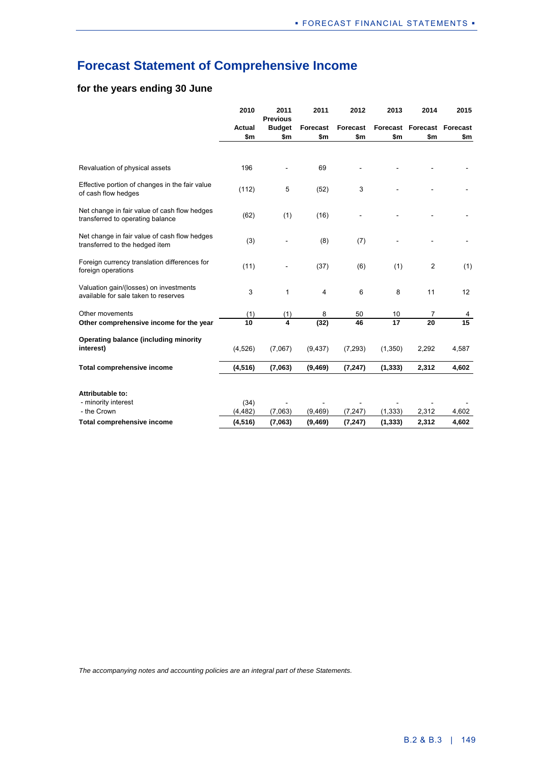# Forecast Statement of Comprehensive Income

## for the years ending 30 June

| | 2010 Actual $m | 2011 Previous Budget $m | 2011 Forecast $m | 2012 Forecast $m | 2013 Forecast $m | 2014 Forecast $m | 2015 Forecast $m |
|---|---|---|---|---|---|---|---|
| Revaluation of physical assets | 196 | - | 69 | - | - | - | - |
| Effective portion of changes in the fair value of cash flow hedges | (112) | 5 | (52) | 3 | - | - | - |
| Net change in fair value of cash flow hedges transferred to operating balance | (62) | (1) | (16) | - | - | - | - |
| Net change in fair value of cash flow hedges transferred to the hedged item | (3) | - | (8) | (7) | - | - | - |
| Foreign currency translation differences for foreign operations | (11) | - | (37) | (6) | (1) | 2 | (1) |
| Valuation gain/(losses) on investments available for sale taken to reserves | 3 | 1 | 4 | 6 | 8 | 11 | 12 |
| Other movements | (1) | (1) | 8 | 50 | 10 | 7 | 4 |
| **Other comprehensive income for the year** | **10** | **4** | **(32)** | **46** | **17** | **20** | **15** |
| **Operating balance (including minority interest)** | (4,526) | (7,067) | (9,437) | (7,293) | (1,350) | 2,292 | 4,587 |
| **Total comprehensive income** | **(4,516)** | **(7,063)** | **(9,469)** | **(7,247)** | **(1,333)** | **2,312** | **4,602** |
| **Attributable to:** | | | | | | | |
| - minority interest | (34) | - | - | - | - | - | - |
| - the Crown | (4,482) | (7,063) | (9,469) | (7,247) | (1,333) | 2,312 | 4,602 |
| **Total comprehensive income** | **(4,516)** | **(7,063)** | **(9,469)** | **(7,247)** | **(1,333)** | **2,312** | **4,602** |

*The accompanying notes and accounting policies are an integral part of these Statements.*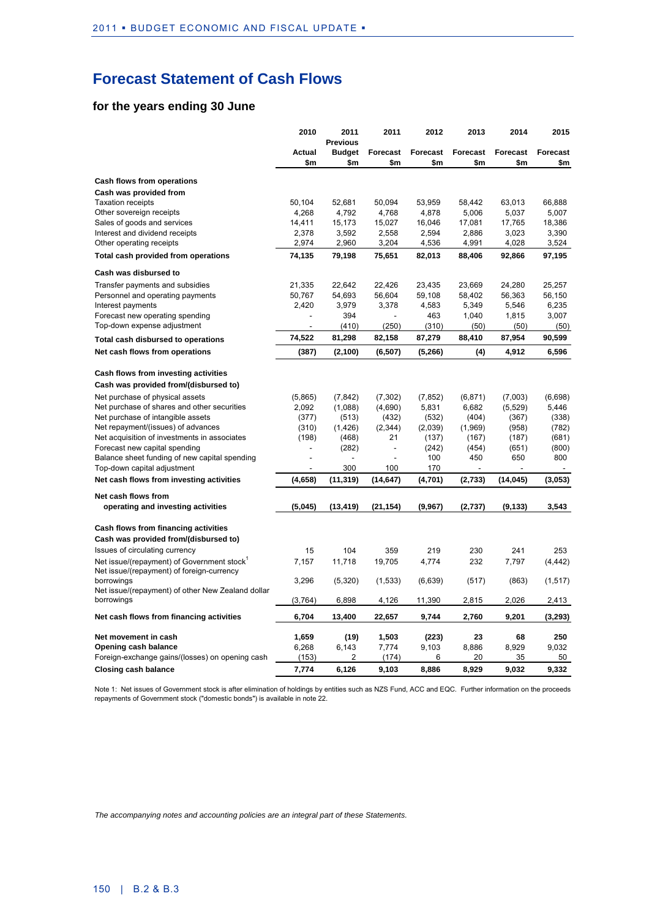# Forecast Statement of Cash Flows

## for the years ending 30 June

| | 2010 Actual $m | 2011 Previous Budget $m | 2011 Forecast $m | 2012 Forecast $m | 2013 Forecast $m | 2014 Forecast $m | 2015 Forecast $m |
|---|---|---|---|---|---|---|---|
| **Cash flows from operations** | | | | | | | |
| **Cash was provided from** | | | | | | | |
| Taxation receipts | 50,104 | 52,681 | 50,094 | 53,959 | 58,442 | 63,013 | 66,888 |
| Other sovereign receipts | 4,268 | 4,792 | 4,768 | 4,878 | 5,006 | 5,037 | 5,007 |
| Sales of goods and services | 14,411 | 15,173 | 15,027 | 16,046 | 17,081 | 17,765 | 18,386 |
| Interest and dividend receipts | 2,378 | 3,592 | 2,558 | 2,594 | 2,886 | 3,023 | 3,390 |
| Other operating receipts | 2,974 | 2,960 | 3,204 | 4,536 | 4,991 | 4,028 | 3,524 |
| **Total cash provided from operations** | **74,135** | **79,198** | **75,651** | **82,013** | **88,406** | **92,866** | **97,195** |
| **Cash was disbursed to** | | | | | | | |
| Transfer payments and subsidies | 21,335 | 22,642 | 22,426 | 23,435 | 23,669 | 24,280 | 25,257 |
| Personnel and operating payments | 50,767 | 54,693 | 56,604 | 59,108 | 58,402 | 56,363 | 56,150 |
| Interest payments | 2,420 | 3,979 | 3,378 | 4,583 | 5,349 | 5,546 | 6,235 |
| Forecast new operating spending | - | 394 | - | 463 | 1,040 | 1,815 | 3,007 |
| Top-down expense adjustment | - | (410) | (250) | (310) | (50) | (50) | (50) |
| **Total cash disbursed to operations** | **74,522** | **81,298** | **82,158** | **87,279** | **88,410** | **87,954** | **90,599** |
| **Net cash flows from operations** | **(387)** | **(2,100)** | **(6,507)** | **(5,266)** | **(4)** | **4,912** | **6,596** |
| **Cash flows from investing activities** | | | | | | | |
| **Cash was provided from/(disbursed to)** | | | | | | | |
| Net purchase of physical assets | (5,865) | (7,842) | (7,302) | (7,852) | (6,871) | (7,003) | (6,698) |
| Net purchase of shares and other securities | 2,092 | (1,088) | (4,690) | 5,831 | 6,682 | (5,529) | 5,446 |
| Net purchase of intangible assets | (377) | (513) | (432) | (532) | (404) | (367) | (338) |
| Net repayment/(issues) of advances | (310) | (1,426) | (2,344) | (2,039) | (1,969) | (958) | (782) |
| Net acquisition of investments in associates | (198) | (468) | 21 | (137) | (167) | (187) | (681) |
| Forecast new capital spending | - | (282) | - | (242) | (454) | (651) | (800) |
| Balance sheet funding of new capital spending | - | - | - | 100 | 450 | 650 | 800 |
| Top-down capital adjustment | - | 300 | 100 | 170 | - | - | - |
| **Net cash flows from investing activities** | **(4,658)** | **(11,319)** | **(14,647)** | **(4,701)** | **(2,733)** | **(14,045)** | **(3,053)** |
| **Net cash flows from operating and investing activities** | **(5,045)** | **(13,419)** | **(21,154)** | **(9,967)** | **(2,737)** | **(9,133)** | **3,543** |
| **Cash flows from financing activities** | | | | | | | |
| **Cash was provided from/(disbursed to)** | | | | | | | |
| Issues of circulating currency | 15 | 104 | 359 | 219 | 230 | 241 | 253 |
| Net issue/(repayment) of Government stock[1] | 7,157 | 11,718 | 19,705 | 4,774 | 232 | 7,797 | (4,442) |
| Net issue/(repayment) of foreign-currency borrowings | 3,296 | (5,320) | (1,533) | (6,639) | (517) | (863) | (1,517) |
| Net issue/(repayment) of other New Zealand dollar borrowings | (3,764) | 6,898 | 4,126 | 11,390 | 2,815 | 2,026 | 2,413 |
| **Net cash flows from financing activities** | **6,704** | **13,400** | **22,657** | **9,744** | **2,760** | **9,201** | **(3,293)** |
| **Net movement in cash** | **1,659** | **(19)** | **1,503** | **(223)** | **23** | **68** | **250** |
| **Opening cash balance** | 6,268 | 6,143 | 7,774 | 9,103 | 8,886 | 8,929 | 9,032 |
| Foreign-exchange gains/(losses) on opening cash | (153) | 2 | (174) | 6 | 20 | 35 | 50 |
| **Closing cash balance** | **7,774** | **6,126** | **9,103** | **8,886** | **8,929** | **9,032** | **9,332** |

Note 1: Net issues of Government stock is after elimination of holdings by entities such as NZS Fund, ACC and EQC. Further information on the proceeds repayments of Government stock ("domestic bonds") is available in note 22.

*The accompanying notes and accounting policies are an integral part of these Statements.*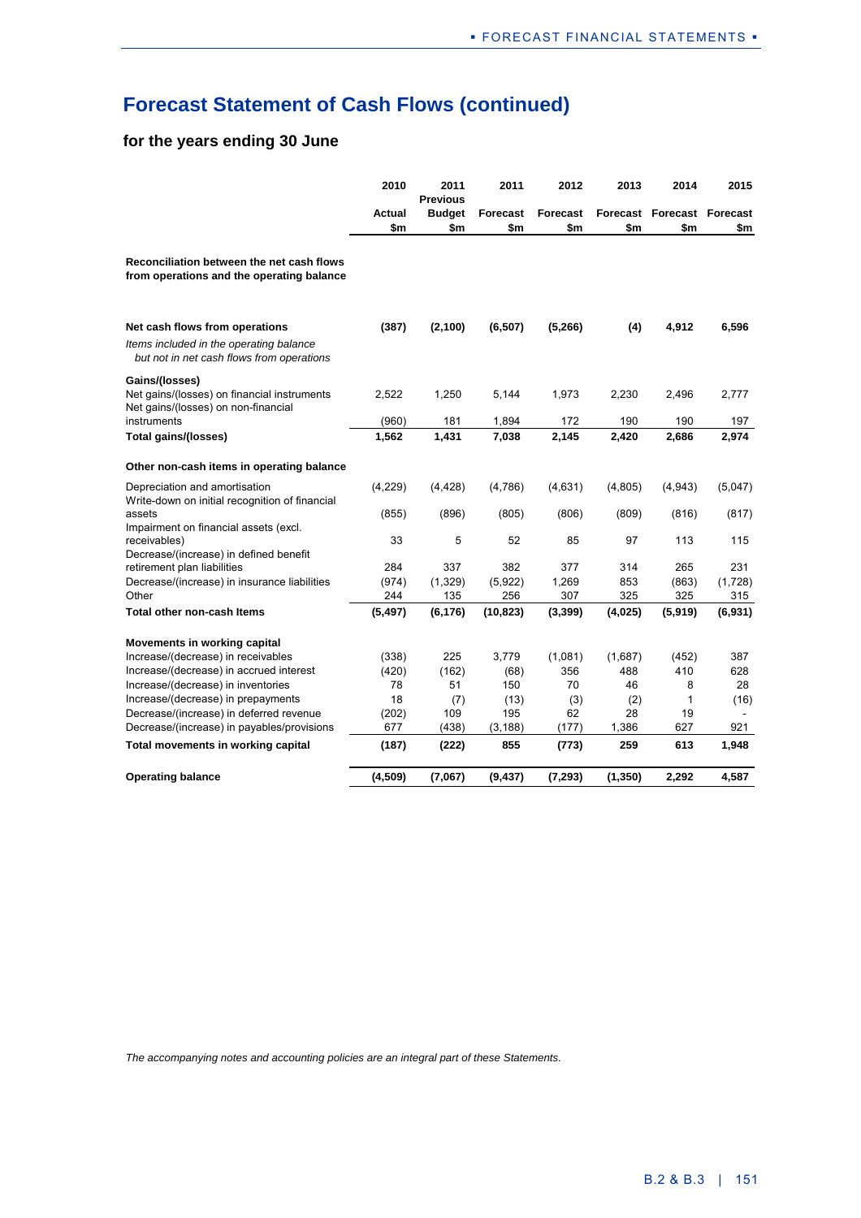# Forecast Statement of Cash Flows (continued)

## for the years ending 30 June

| | 2010 Actual $m | 2011 Previous Budget $m | 2011 Forecast $m | 2012 Forecast $m | 2013 Forecast $m | 2014 Forecast $m | 2015 Forecast $m |
|---|---|---|---|---|---|---|---|
| **Reconciliation between the net cash flows from operations and the operating balance** | | | | | | | |
| **Net cash flows from operations** | **(387)** | **(2,100)** | **(6,507)** | **(5,266)** | **(4)** | **4,912** | **6,596** |
| *Items included in the operating balance but not in net cash flows from operations* | | | | | | | |
| **Gains/(losses)** | | | | | | | |
| Net gains/(losses) on financial instruments | 2,522 | 1,250 | 5,144 | 1,973 | 2,230 | 2,496 | 2,777 |
| Net gains/(losses) on non-financial instruments | (960) | 181 | 1,894 | 172 | 190 | 190 | 197 |
| **Total gains/(losses)** | **1,562** | **1,431** | **7,038** | **2,145** | **2,420** | **2,686** | **2,974** |
| **Other non-cash items in operating balance** | | | | | | | |
| Depreciation and amortisation | (4,229) | (4,428) | (4,786) | (4,631) | (4,805) | (4,943) | (5,047) |
| Write-down on initial recognition of financial assets | (855) | (896) | (805) | (806) | (809) | (816) | (817) |
| Impairment on financial assets (excl. receivables) | 33 | 5 | 52 | 85 | 97 | 113 | 115 |
| Decrease/(increase) in defined benefit retirement plan liabilities | 284 | 337 | 382 | 377 | 314 | 265 | 231 |
| Decrease/(increase) in insurance liabilities | (974) | (1,329) | (5,922) | 1,269 | 853 | (863) | (1,728) |
| Other | 244 | 135 | 256 | 307 | 325 | 325 | 315 |
| **Total other non-cash Items** | **(5,497)** | **(6,176)** | **(10,823)** | **(3,399)** | **(4,025)** | **(5,919)** | **(6,931)** |
| **Movements in working capital** | | | | | | | |
| Increase/(decrease) in receivables | (338) | 225 | 3,779 | (1,081) | (1,687) | (452) | 387 |
| Increase/(decrease) in accrued interest | (420) | (162) | (68) | 356 | 488 | 410 | 628 |
| Increase/(decrease) in inventories | 78 | 51 | 150 | 70 | 46 | 8 | 28 |
| Increase/(decrease) in prepayments | 18 | (7) | (13) | (3) | (2) | 1 | (16) |
| Decrease/(increase) in deferred revenue | (202) | 109 | 195 | 62 | 28 | 19 | - |
| Decrease/(increase) in payables/provisions | 677 | (438) | (3,188) | (177) | 1,386 | 627 | 921 |
| **Total movements in working capital** | **(187)** | **(222)** | **855** | **(773)** | **259** | **613** | **1,948** |
| **Operating balance** | **(4,509)** | **(7,067)** | **(9,437)** | **(7,293)** | **(1,350)** | **2,292** | **4,587** |

*The accompanying notes and accounting policies are an integral part of these Statements.*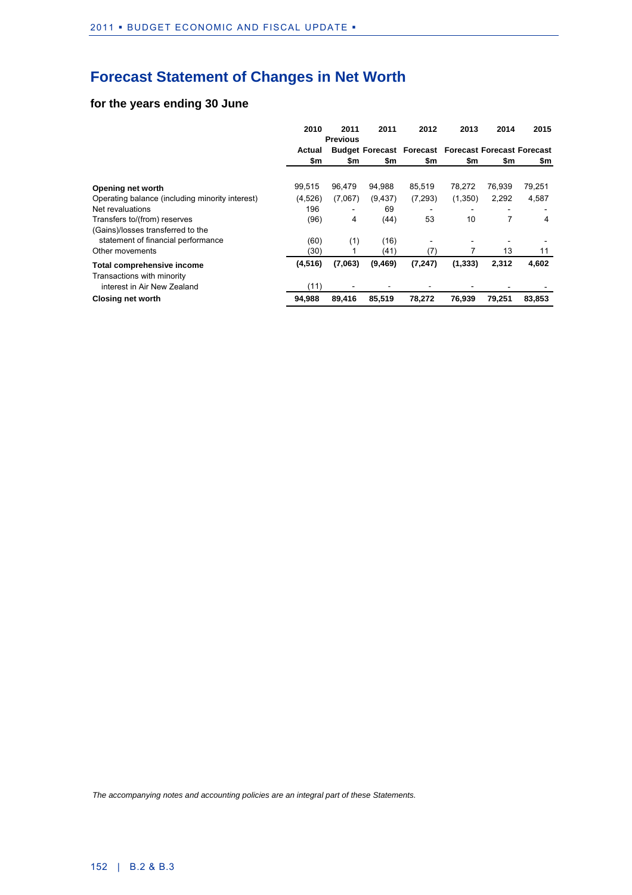# Forecast Statement of Changes in Net Worth

### for the years ending 30 June

| | 2010 | 2011 | 2011 | 2012 | 2013 | 2014 | 2015 |
|---|---|---|---|---|---|---|---|
| | | Previous | | | | | |
| | Actual | Budget | Forecast | Forecast | Forecast | Forecast | Forecast |
| | $m | $m | $m | $m | $m | $m | $m |
| **Opening net worth** | 99,515 | 96,479 | 94,988 | 85,519 | 78,272 | 76,939 | 79,251 |
| Operating balance (including minority interest) | (4,526) | (7,067) | (9,437) | (7,293) | (1,350) | 2,292 | 4,587 |
| Net revaluations | 196 | - | 69 | - | - | - | - |
| Transfers to/(from) reserves | (96) | 4 | (44) | 53 | 10 | 7 | 4 |
| (Gains)/losses transferred to the statement of financial performance | (60) | (1) | (16) | - | - | - | - |
| Other movements | (30) | 1 | (41) | (7) | 7 | 13 | 11 |
| **Total comprehensive income** | **(4,516)** | **(7,063)** | **(9,469)** | **(7,247)** | **(1,333)** | **2,312** | **4,602** |
| Transactions with minority interest in Air New Zealand | (11) | - | - | - | - | - | - |
| **Closing net worth** | **94,988** | **89,416** | **85,519** | **78,272** | **76,939** | **79,251** | **83,853** |

*The accompanying notes and accounting policies are an integral part of these Statements.*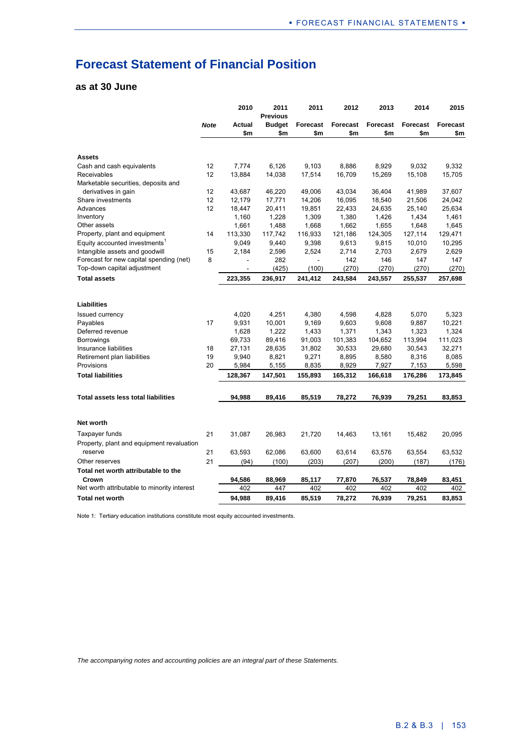# Forecast Statement of Financial Position

## as at 30 June

| | Note | 2010 Actual $m | 2011 Previous Budget $m | 2011 Forecast $m | 2012 Forecast $m | 2013 Forecast $m | 2014 Forecast $m | 2015 Forecast $m |
|---|---|---|---|---|---|---|---|---|
| **Assets** | | | | | | | | |
| Cash and cash equivalents | 12 | 7,774 | 6,126 | 9,103 | 8,886 | 8,929 | 9,032 | 9,332 |
| Receivables | 12 | 13,884 | 14,038 | 17,514 | 16,709 | 15,269 | 15,108 | 15,705 |
| Marketable securities, deposits and derivatives in gain | 12 | 43,687 | 46,220 | 49,006 | 43,034 | 36,404 | 41,989 | 37,607 |
| Share investments | 12 | 12,179 | 17,771 | 14,206 | 16,095 | 18,540 | 21,506 | 24,042 |
| Advances | 12 | 18,447 | 20,411 | 19,851 | 22,433 | 24,635 | 25,140 | 25,634 |
| Inventory | | 1,160 | 1,228 | 1,309 | 1,380 | 1,426 | 1,434 | 1,461 |
| Other assets | | 1,661 | 1,488 | 1,668 | 1,662 | 1,655 | 1,648 | 1,645 |
| Property, plant and equipment | 14 | 113,330 | 117,742 | 116,933 | 121,186 | 124,305 | 127,114 | 129,471 |
| Equity accounted investments[1] | | 9,049 | 9,440 | 9,398 | 9,613 | 9,815 | 10,010 | 10,295 |
| Intangible assets and goodwill | 15 | 2,184 | 2,596 | 2,524 | 2,714 | 2,703 | 2,679 | 2,629 |
| Forecast for new capital spending (net) | 8 | - | 282 | - | 142 | 146 | 147 | 147 |
| Top-down capital adjustment | | - | (425) | (100) | (270) | (270) | (270) | (270) |
| **Total assets** | | **223,355** | **236,917** | **241,412** | **243,584** | **243,557** | **255,537** | **257,698** |
| **Liabilities** | | | | | | | | |
| Issued currency | | 4,020 | 4,251 | 4,380 | 4,598 | 4,828 | 5,070 | 5,323 |
| Payables | 17 | 9,931 | 10,001 | 9,169 | 9,603 | 9,608 | 9,887 | 10,221 |
| Deferred revenue | | 1,628 | 1,222 | 1,433 | 1,371 | 1,343 | 1,323 | 1,324 |
| Borrowings | | 69,733 | 89,416 | 91,003 | 101,383 | 104,652 | 113,994 | 111,023 |
| Insurance liabilities | 18 | 27,131 | 28,635 | 31,802 | 30,533 | 29,680 | 30,543 | 32,271 |
| Retirement plan liabilities | 19 | 9,940 | 8,821 | 9,271 | 8,895 | 8,580 | 8,316 | 8,085 |
| Provisions | 20 | 5,984 | 5,155 | 8,835 | 8,929 | 7,927 | 7,153 | 5,598 |
| **Total liabilities** | | **128,367** | **147,501** | **155,893** | **165,312** | **166,618** | **176,286** | **173,845** |
| **Total assets less total liabilities** | | **94,988** | **89,416** | **85,519** | **78,272** | **76,939** | **79,251** | **83,853** |
| **Net worth** | | | | | | | | |
| Taxpayer funds | 21 | 31,087 | 26,983 | 21,720 | 14,463 | 13,161 | 15,482 | 20,095 |
| Property, plant and equipment revaluation reserve | 21 | 63,593 | 62,086 | 63,600 | 63,614 | 63,576 | 63,554 | 63,532 |
| Other reserves | 21 | (94) | (100) | (203) | (207) | (200) | (187) | (176) |
| **Total net worth attributable to the Crown** | | **94,586** | **88,969** | **85,117** | **77,870** | **76,537** | **78,849** | **83,451** |
| Net worth attributable to minority interest | | 402 | 447 | 402 | 402 | 402 | 402 | 402 |
| **Total net worth** | | **94,988** | **89,416** | **85,519** | **78,272** | **76,939** | **79,251** | **83,853** |

Note 1: Tertiary education institutions constitute most equity accounted investments.

*The accompanying notes and accounting policies are an integral part of these Statements.*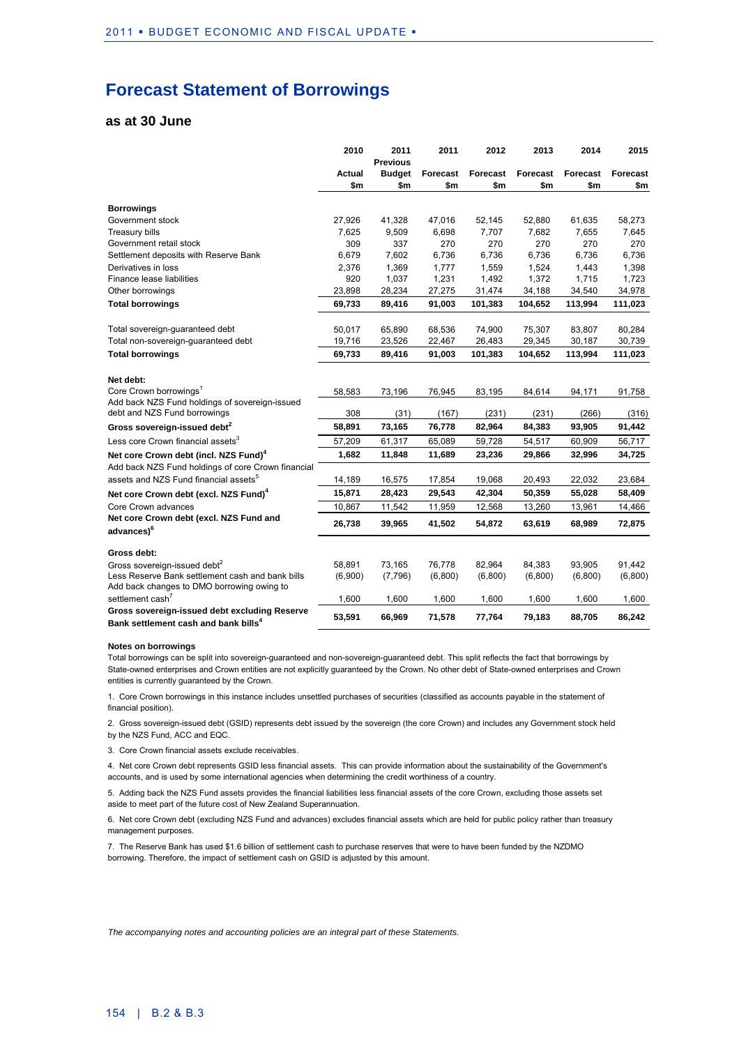# Forecast Statement of Borrowings

## as at 30 June

| | 2010 Actual $m | 2011 Previous Budget $m | 2011 Forecast $m | 2012 Forecast $m | 2013 Forecast $m | 2014 Forecast $m | 2015 Forecast $m |
|---|---|---|---|---|---|---|---|
| **Borrowings** | | | | | | | |
| Government stock | 27,926 | 41,328 | 47,016 | 52,145 | 52,880 | 61,635 | 58,273 |
| Treasury bills | 7,625 | 9,509 | 6,698 | 7,707 | 7,682 | 7,655 | 7,645 |
| Government retail stock | 309 | 337 | 270 | 270 | 270 | 270 | 270 |
| Settlement deposits with Reserve Bank | 6,679 | 7,602 | 6,736 | 6,736 | 6,736 | 6,736 | 6,736 |
| Derivatives in loss | 2,376 | 1,369 | 1,777 | 1,559 | 1,524 | 1,443 | 1,398 |
| Finance lease liabilities | 920 | 1,037 | 1,231 | 1,492 | 1,372 | 1,715 | 1,723 |
| Other borrowings | 23,898 | 28,234 | 27,275 | 31,474 | 34,188 | 34,540 | 34,978 |
| **Total borrowings** | **69,733** | **89,416** | **91,003** | **101,383** | **104,652** | **113,994** | **111,023** |
| | | | | | | | |
| Total sovereign-guaranteed debt | 50,017 | 65,890 | 68,536 | 74,900 | 75,307 | 83,807 | 80,284 |
| Total non-sovereign-guaranteed debt | 19,716 | 23,526 | 22,467 | 26,483 | 29,345 | 30,187 | 30,739 |
| **Total borrowings** | **69,733** | **89,416** | **91,003** | **101,383** | **104,652** | **113,994** | **111,023** |
| | | | | | | | |
| **Net debt:** | | | | | | | |
| Core Crown borrowings[1] | 58,583 | 73,196 | 76,945 | 83,195 | 84,614 | 94,171 | 91,758 |
| Add back NZS Fund holdings of sovereign-issued debt and NZS Fund borrowings | 308 | (31) | (167) | (231) | (231) | (266) | (316) |
| **Gross sovereign-issued debt[2]** | **58,891** | **73,165** | **76,778** | **82,964** | **84,383** | **93,905** | **91,442** |
| Less core Crown financial assets[3] | 57,209 | 61,317 | 65,089 | 59,728 | 54,517 | 60,909 | 56,717 |
| **Net core Crown debt (incl. NZS Fund)[4]** | **1,682** | **11,848** | **11,689** | **23,236** | **29,866** | **32,996** | **34,725** |
| Add back NZS Fund holdings of core Crown financial assets and NZS Fund financial assets[5] | 14,189 | 16,575 | 17,854 | 19,068 | 20,493 | 22,032 | 23,684 |
| **Net core Crown debt (excl. NZS Fund)[4]** | **15,871** | **28,423** | **29,543** | **42,304** | **50,359** | **55,028** | **58,409** |
| Core Crown advances | 10,867 | 11,542 | 11,959 | 12,568 | 13,260 | 13,961 | 14,466 |
| **Net core Crown debt (excl. NZS Fund and advances)[6]** | **26,738** | **39,965** | **41,502** | **54,872** | **63,619** | **68,989** | **72,875** |
| | | | | | | | |
| **Gross debt:** | | | | | | | |
| Gross sovereign-issued debt[2] | 58,891 | 73,165 | 76,778 | 82,964 | 84,383 | 93,905 | 91,442 |
| Less Reserve Bank settlement cash and bank bills | (6,900) | (7,796) | (6,800) | (6,800) | (6,800) | (6,800) | (6,800) |
| Add back changes to DMO borrowing owing to settlement cash[7] | 1,600 | 1,600 | 1,600 | 1,600 | 1,600 | 1,600 | 1,600 |
| **Gross sovereign-issued debt excluding Reserve Bank settlement cash and bank bills[4]** | **53,591** | **66,969** | **71,578** | **77,764** | **79,183** | **88,705** | **86,242** |

**Notes on borrowings**

Total borrowings can be split into sovereign-guaranteed and non-sovereign-guaranteed debt. This split reflects the fact that borrowings by State-owned enterprises and Crown entities are not explicitly guaranteed by the Crown. No other debt of State-owned enterprises and Crown entities is currently guaranteed by the Crown.

1. Core Crown borrowings in this instance includes unsettled purchases of securities (classified as accounts payable in the statement of financial position).

2. Gross sovereign-issued debt (GSID) represents debt issued by the sovereign (the core Crown) and includes any Government stock held by the NZS Fund, ACC and EQC.

3. Core Crown financial assets exclude receivables.

4. Net core Crown debt represents GSID less financial assets. This can provide information about the sustainability of the Government's accounts, and is used by some international agencies when determining the credit worthiness of a country.

5. Adding back the NZS Fund assets provides the financial liabilities less financial assets of the core Crown, excluding those assets set aside to meet part of the future cost of New Zealand Superannuation.

6. Net core Crown debt (excluding NZS Fund and advances) excludes financial assets which are held for public policy rather than treasury management purposes.

7. The Reserve Bank has used $1.6 billion of settlement cash to purchase reserves that were to have been funded by the NZDMO borrowing. Therefore, the impact of settlement cash on GSID is adjusted by this amount.

*The accompanying notes and accounting policies are an integral part of these Statements.*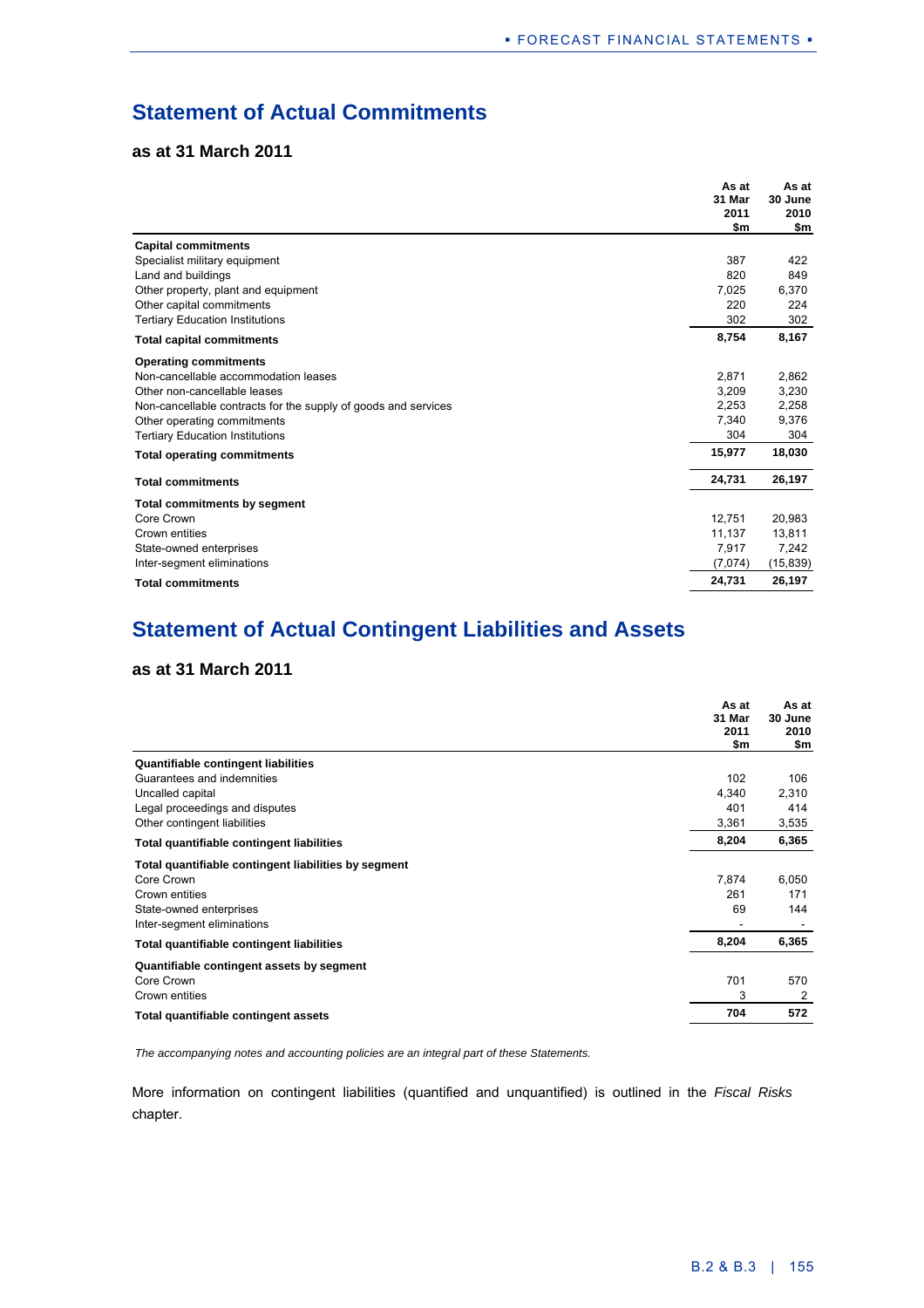## Statement of Actual Commitments

### as at 31 March 2011

| | As at 31 Mar 2011 $m | As at 30 June 2010 $m |
|---|---|---|
| **Capital commitments** | | |
| Specialist military equipment | 387 | 422 |
| Land and buildings | 820 | 849 |
| Other property, plant and equipment | 7,025 | 6,370 |
| Other capital commitments | 220 | 224 |
| Tertiary Education Institutions | 302 | 302 |
| **Total capital commitments** | **8,754** | **8,167** |
| **Operating commitments** | | |
| Non-cancellable accommodation leases | 2,871 | 2,862 |
| Other non-cancellable leases | 3,209 | 3,230 |
| Non-cancellable contracts for the supply of goods and services | 2,253 | 2,258 |
| Other operating commitments | 7,340 | 9,376 |
| Tertiary Education Institutions | 304 | 304 |
| **Total operating commitments** | **15,977** | **18,030** |
| **Total commitments** | **24,731** | **26,197** |
| **Total commitments by segment** | | |
| Core Crown | 12,751 | 20,983 |
| Crown entities | 11,137 | 13,811 |
| State-owned enterprises | 7,917 | 7,242 |
| Inter-segment eliminations | (7,074) | (15,839) |
| **Total commitments** | **24,731** | **26,197** |

## Statement of Actual Contingent Liabilities and Assets

### as at 31 March 2011

| | As at 31 Mar 2011 $m | As at 30 June 2010 $m |
|---|---|---|
| **Quantifiable contingent liabilities** | | |
| Guarantees and indemnities | 102 | 106 |
| Uncalled capital | 4,340 | 2,310 |
| Legal proceedings and disputes | 401 | 414 |
| Other contingent liabilities | 3,361 | 3,535 |
| **Total quantifiable contingent liabilities** | **8,204** | **6,365** |
| **Total quantifiable contingent liabilities by segment** | | |
| Core Crown | 7,874 | 6,050 |
| Crown entities | 261 | 171 |
| State-owned enterprises | 69 | 144 |
| Inter-segment eliminations | - | - |
| **Total quantifiable contingent liabilities** | **8,204** | **6,365** |
| **Quantifiable contingent assets by segment** | | |
| Core Crown | 701 | 570 |
| Crown entities | 3 | 2 |
| **Total quantifiable contingent assets** | **704** | **572** |

*The accompanying notes and accounting policies are an integral part of these Statements.*

More information on contingent liabilities (quantified and unquantified) is outlined in the *Fiscal Risks* chapter.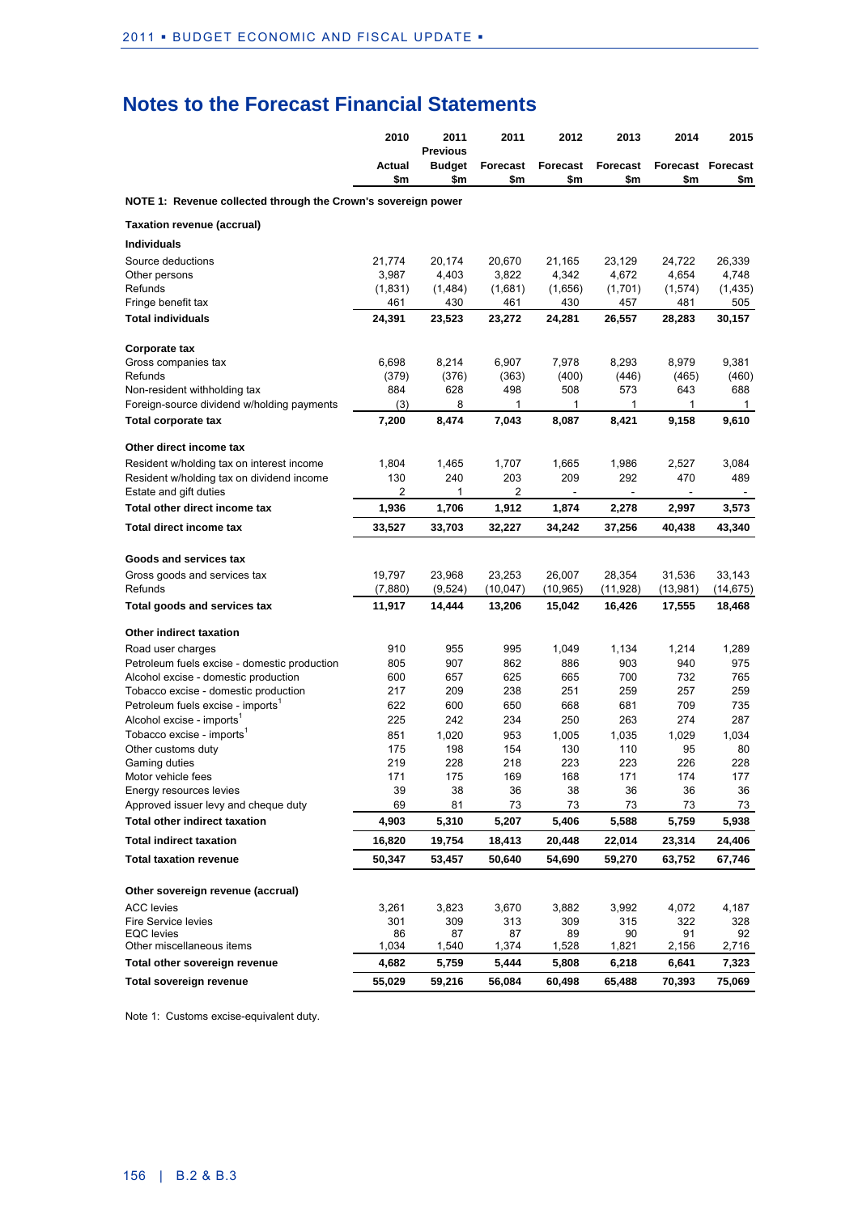# Notes to the Forecast Financial Statements

| | 2010 Actual $m | 2011 Previous Budget $m | 2011 Forecast $m | 2012 Forecast $m | 2013 Forecast $m | 2014 Forecast $m | 2015 Forecast $m |
|---|---|---|---|---|---|---|---|
| **NOTE 1: Revenue collected through the Crown's sovereign power** | | | | | | | |
| **Taxation revenue (accrual)** | | | | | | | |
| **Individuals** | | | | | | | |
| Source deductions | 21,774 | 20,174 | 20,670 | 21,165 | 23,129 | 24,722 | 26,339 |
| Other persons | 3,987 | 4,403 | 3,822 | 4,342 | 4,672 | 4,654 | 4,748 |
| Refunds | (1,831) | (1,484) | (1,681) | (1,656) | (1,701) | (1,574) | (1,435) |
| Fringe benefit tax | 461 | 430 | 461 | 430 | 457 | 481 | 505 |
| **Total individuals** | **24,391** | **23,523** | **23,272** | **24,281** | **26,557** | **28,283** | **30,157** |
| **Corporate tax** | | | | | | | |
| Gross companies tax | 6,698 | 8,214 | 6,907 | 7,978 | 8,293 | 8,979 | 9,381 |
| Refunds | (379) | (376) | (363) | (400) | (446) | (465) | (460) |
| Non-resident withholding tax | 884 | 628 | 498 | 508 | 573 | 643 | 688 |
| Foreign-source dividend w/holding payments | (3) | 8 | 1 | 1 | 1 | 1 | 1 |
| **Total corporate tax** | **7,200** | **8,474** | **7,043** | **8,087** | **8,421** | **9,158** | **9,610** |
| **Other direct income tax** | | | | | | | |
| Resident w/holding tax on interest income | 1,804 | 1,465 | 1,707 | 1,665 | 1,986 | 2,527 | 3,084 |
| Resident w/holding tax on dividend income | 130 | 240 | 203 | 209 | 292 | 470 | 489 |
| Estate and gift duties | 2 | 1 | 2 | - | - | - | - |
| **Total other direct income tax** | **1,936** | **1,706** | **1,912** | **1,874** | **2,278** | **2,997** | **3,573** |
| **Total direct income tax** | **33,527** | **33,703** | **32,227** | **34,242** | **37,256** | **40,438** | **43,340** |
| **Goods and services tax** | | | | | | | |
| Gross goods and services tax | 19,797 | 23,968 | 23,253 | 26,007 | 28,354 | 31,536 | 33,143 |
| Refunds | (7,880) | (9,524) | (10,047) | (10,965) | (11,928) | (13,981) | (14,675) |
| **Total goods and services tax** | **11,917** | **14,444** | **13,206** | **15,042** | **16,426** | **17,555** | **18,468** |
| **Other indirect taxation** | | | | | | | |
| Road user charges | 910 | 955 | 995 | 1,049 | 1,134 | 1,214 | 1,289 |
| Petroleum fuels excise - domestic production | 805 | 907 | 862 | 886 | 903 | 940 | 975 |
| Alcohol excise - domestic production | 600 | 657 | 625 | 665 | 700 | 732 | 765 |
| Tobacco excise - domestic production | 217 | 209 | 238 | 251 | 259 | 257 | 259 |
| Petroleum fuels excise - imports[1] | 622 | 600 | 650 | 668 | 681 | 709 | 735 |
| Alcohol excise - imports[1] | 225 | 242 | 234 | 250 | 263 | 274 | 287 |
| Tobacco excise - imports[1] | 851 | 1,020 | 953 | 1,005 | 1,035 | 1,029 | 1,034 |
| Other customs duty | 175 | 198 | 154 | 130 | 110 | 95 | 80 |
| Gaming duties | 219 | 228 | 218 | 223 | 223 | 226 | 228 |
| Motor vehicle fees | 171 | 175 | 169 | 168 | 171 | 174 | 177 |
| Energy resources levies | 39 | 38 | 36 | 38 | 36 | 36 | 36 |
| Approved issuer levy and cheque duty | 69 | 81 | 73 | 73 | 73 | 73 | 73 |
| **Total other indirect taxation** | **4,903** | **5,310** | **5,207** | **5,406** | **5,588** | **5,759** | **5,938** |
| **Total indirect taxation** | **16,820** | **19,754** | **18,413** | **20,448** | **22,014** | **23,314** | **24,406** |
| **Total taxation revenue** | **50,347** | **53,457** | **50,640** | **54,690** | **59,270** | **63,752** | **67,746** |
| **Other sovereign revenue (accrual)** | | | | | | | |
| ACC levies | 3,261 | 3,823 | 3,670 | 3,882 | 3,992 | 4,072 | 4,187 |
| Fire Service levies | 301 | 309 | 313 | 309 | 315 | 322 | 328 |
| EQC levies | 86 | 87 | 87 | 89 | 90 | 91 | 92 |
| Other miscellaneous items | 1,034 | 1,540 | 1,374 | 1,528 | 1,821 | 2,156 | 2,716 |
| **Total other sovereign revenue** | **4,682** | **5,759** | **5,444** | **5,808** | **6,218** | **6,641** | **7,323** |
| **Total sovereign revenue** | **55,029** | **59,216** | **56,084** | **60,498** | **65,488** | **70,393** | **75,069** |

Note 1: Customs excise-equivalent duty.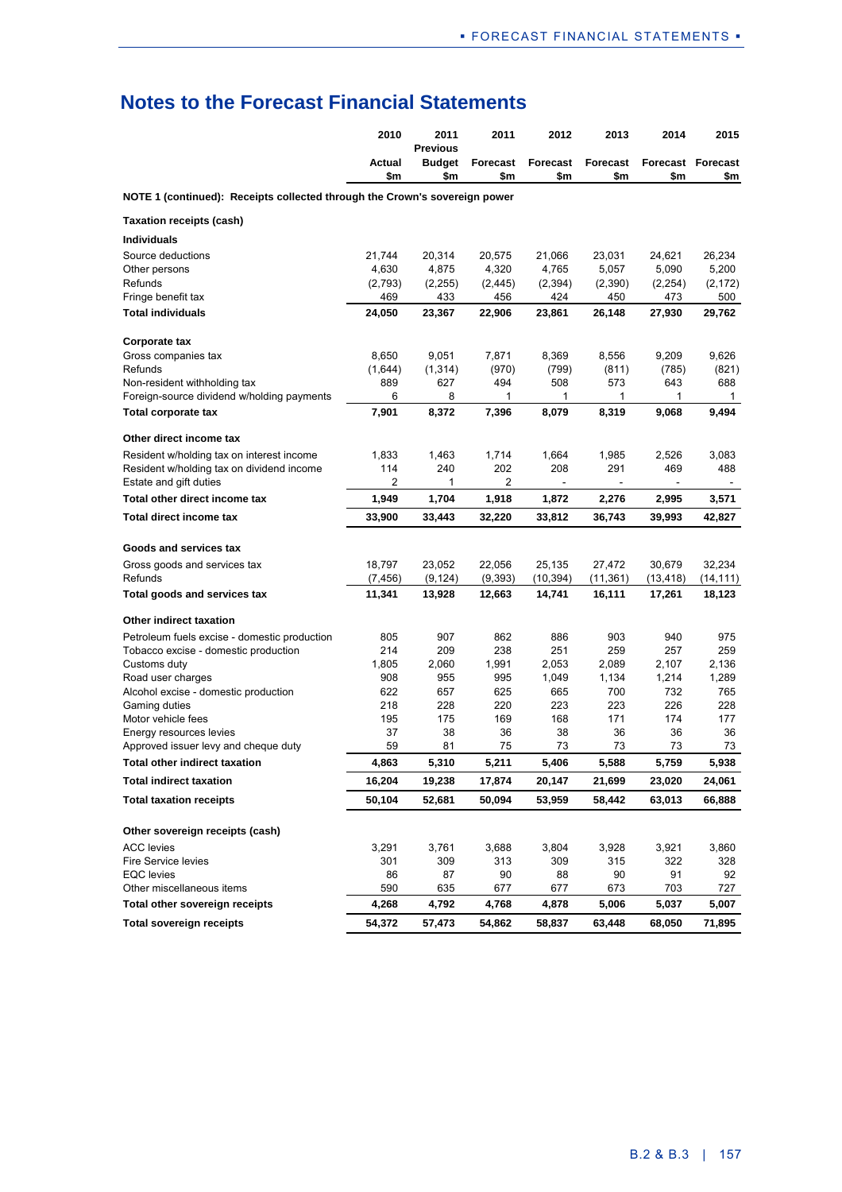## Notes to the Forecast Financial Statements

| | 2010 Actual $m | 2011 Previous Budget $m | 2011 Forecast $m | 2012 Forecast $m | 2013 Forecast $m | 2014 Forecast $m | 2015 Forecast $m |
|---|---|---|---|---|---|---|---|
| **NOTE 1 (continued): Receipts collected through the Crown's sovereign power** | | | | | | | |
| **Taxation receipts (cash)** | | | | | | | |
| **Individuals** | | | | | | | |
| Source deductions | 21,744 | 20,314 | 20,575 | 21,066 | 23,031 | 24,621 | 26,234 |
| Other persons | 4,630 | 4,875 | 4,320 | 4,765 | 5,057 | 5,090 | 5,200 |
| Refunds | (2,793) | (2,255) | (2,445) | (2,394) | (2,390) | (2,254) | (2,172) |
| Fringe benefit tax | 469 | 433 | 456 | 424 | 450 | 473 | 500 |
| **Total individuals** | **24,050** | **23,367** | **22,906** | **23,861** | **26,148** | **27,930** | **29,762** |
| **Corporate tax** | | | | | | | |
| Gross companies tax | 8,650 | 9,051 | 7,871 | 8,369 | 8,556 | 9,209 | 9,626 |
| Refunds | (1,644) | (1,314) | (970) | (799) | (811) | (785) | (821) |
| Non-resident withholding tax | 889 | 627 | 494 | 508 | 573 | 643 | 688 |
| Foreign-source dividend w/holding payments | 6 | 8 | 1 | 1 | 1 | 1 | 1 |
| **Total corporate tax** | **7,901** | **8,372** | **7,396** | **8,079** | **8,319** | **9,068** | **9,494** |
| **Other direct income tax** | | | | | | | |
| Resident w/holding tax on interest income | 1,833 | 1,463 | 1,714 | 1,664 | 1,985 | 2,526 | 3,083 |
| Resident w/holding tax on dividend income | 114 | 240 | 202 | 208 | 291 | 469 | 488 |
| Estate and gift duties | 2 | 1 | 2 | - | - | - | - |
| **Total other direct income tax** | **1,949** | **1,704** | **1,918** | **1,872** | **2,276** | **2,995** | **3,571** |
| **Total direct income tax** | **33,900** | **33,443** | **32,220** | **33,812** | **36,743** | **39,993** | **42,827** |
| **Goods and services tax** | | | | | | | |
| Gross goods and services tax | 18,797 | 23,052 | 22,056 | 25,135 | 27,472 | 30,679 | 32,234 |
| Refunds | (7,456) | (9,124) | (9,393) | (10,394) | (11,361) | (13,418) | (14,111) |
| **Total goods and services tax** | **11,341** | **13,928** | **12,663** | **14,741** | **16,111** | **17,261** | **18,123** |
| **Other indirect taxation** | | | | | | | |
| Petroleum fuels excise - domestic production | 805 | 907 | 862 | 886 | 903 | 940 | 975 |
| Tobacco excise - domestic production | 214 | 209 | 238 | 251 | 259 | 257 | 259 |
| Customs duty | 1,805 | 2,060 | 1,991 | 2,053 | 2,089 | 2,107 | 2,136 |
| Road user charges | 908 | 955 | 995 | 1,049 | 1,134 | 1,214 | 1,289 |
| Alcohol excise - domestic production | 622 | 657 | 625 | 665 | 700 | 732 | 765 |
| Gaming duties | 218 | 228 | 220 | 223 | 223 | 226 | 228 |
| Motor vehicle fees | 195 | 175 | 169 | 168 | 171 | 174 | 177 |
| Energy resources levies | 37 | 38 | 36 | 38 | 36 | 36 | 36 |
| Approved issuer levy and cheque duty | 59 | 81 | 75 | 73 | 73 | 73 | 73 |
| **Total other indirect taxation** | **4,863** | **5,310** | **5,211** | **5,406** | **5,588** | **5,759** | **5,938** |
| **Total indirect taxation** | **16,204** | **19,238** | **17,874** | **20,147** | **21,699** | **23,020** | **24,061** |
| **Total taxation receipts** | **50,104** | **52,681** | **50,094** | **53,959** | **58,442** | **63,013** | **66,888** |
| **Other sovereign receipts (cash)** | | | | | | | |
| ACC levies | 3,291 | 3,761 | 3,688 | 3,804 | 3,928 | 3,921 | 3,860 |
| Fire Service levies | 301 | 309 | 313 | 309 | 315 | 322 | 328 |
| EQC levies | 86 | 87 | 90 | 88 | 90 | 91 | 92 |
| Other miscellaneous items | 590 | 635 | 677 | 677 | 673 | 703 | 727 |
| **Total other sovereign receipts** | **4,268** | **4,792** | **4,768** | **4,878** | **5,006** | **5,037** | **5,007** |
| **Total sovereign receipts** | **54,372** | **57,473** | **54,862** | **58,837** | **63,448** | **68,050** | **71,895** |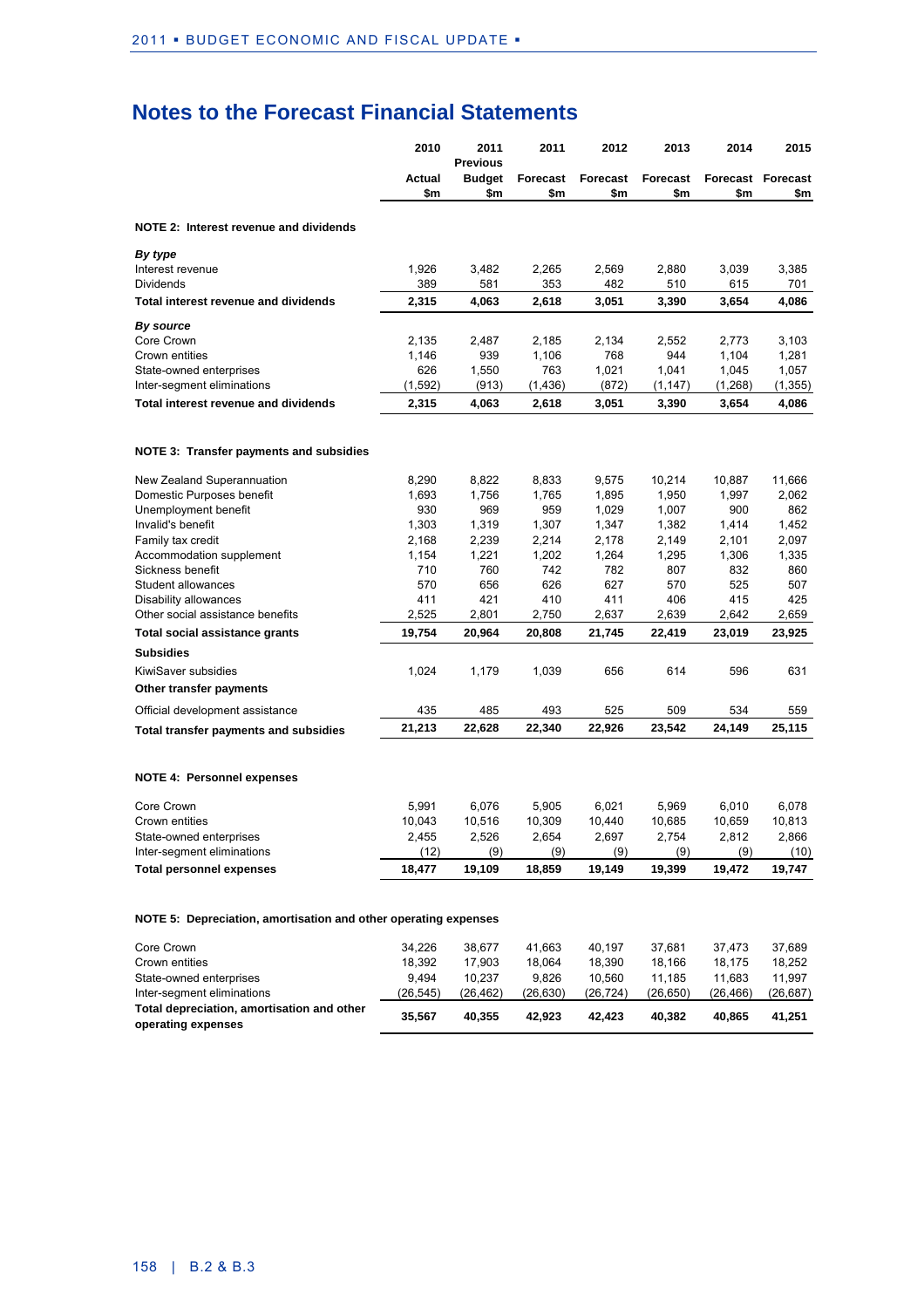# Notes to the Forecast Financial Statements

| | 2010 Actual $m | 2011 Previous Budget $m | 2011 Forecast $m | 2012 Forecast $m | 2013 Forecast $m | 2014 Forecast $m | 2015 Forecast $m |
|---|---|---|---|---|---|---|---|
| **NOTE 2: Interest revenue and dividends** | | | | | | | |
| ***By type*** | | | | | | | |
| Interest revenue | 1,926 | 3,482 | 2,265 | 2,569 | 2,880 | 3,039 | 3,385 |
| Dividends | 389 | 581 | 353 | 482 | 510 | 615 | 701 |
| **Total interest revenue and dividends** | **2,315** | **4,063** | **2,618** | **3,051** | **3,390** | **3,654** | **4,086** |
| ***By source*** | | | | | | | |
| Core Crown | 2,135 | 2,487 | 2,185 | 2,134 | 2,552 | 2,773 | 3,103 |
| Crown entities | 1,146 | 939 | 1,106 | 768 | 944 | 1,104 | 1,281 |
| State-owned enterprises | 626 | 1,550 | 763 | 1,021 | 1,041 | 1,045 | 1,057 |
| Inter-segment eliminations | (1,592) | (913) | (1,436) | (872) | (1,147) | (1,268) | (1,355) |
| **Total interest revenue and dividends** | **2,315** | **4,063** | **2,618** | **3,051** | **3,390** | **3,654** | **4,086** |
| **NOTE 3: Transfer payments and subsidies** | | | | | | | |
| New Zealand Superannuation | 8,290 | 8,822 | 8,833 | 9,575 | 10,214 | 10,887 | 11,666 |
| Domestic Purposes benefit | 1,693 | 1,756 | 1,765 | 1,895 | 1,950 | 1,997 | 2,062 |
| Unemployment benefit | 930 | 969 | 959 | 1,029 | 1,007 | 900 | 862 |
| Invalid's benefit | 1,303 | 1,319 | 1,307 | 1,347 | 1,382 | 1,414 | 1,452 |
| Family tax credit | 2,168 | 2,239 | 2,214 | 2,178 | 2,149 | 2,101 | 2,097 |
| Accommodation supplement | 1,154 | 1,221 | 1,202 | 1,264 | 1,295 | 1,306 | 1,335 |
| Sickness benefit | 710 | 760 | 742 | 782 | 807 | 832 | 860 |
| Student allowances | 570 | 656 | 626 | 627 | 570 | 525 | 507 |
| Disability allowances | 411 | 421 | 410 | 411 | 406 | 415 | 425 |
| Other social assistance benefits | 2,525 | 2,801 | 2,750 | 2,637 | 2,639 | 2,642 | 2,659 |
| **Total social assistance grants** | **19,754** | **20,964** | **20,808** | **21,745** | **22,419** | **23,019** | **23,925** |
| **Subsidies** | | | | | | | |
| KiwiSaver subsidies | 1,024 | 1,179 | 1,039 | 656 | 614 | 596 | 631 |
| **Other transfer payments** | | | | | | | |
| Official development assistance | 435 | 485 | 493 | 525 | 509 | 534 | 559 |
| **Total transfer payments and subsidies** | **21,213** | **22,628** | **22,340** | **22,926** | **23,542** | **24,149** | **25,115** |
| **NOTE 4: Personnel expenses** | | | | | | | |
| Core Crown | 5,991 | 6,076 | 5,905 | 6,021 | 5,969 | 6,010 | 6,078 |
| Crown entities | 10,043 | 10,516 | 10,309 | 10,440 | 10,685 | 10,659 | 10,813 |
| State-owned enterprises | 2,455 | 2,526 | 2,654 | 2,697 | 2,754 | 2,812 | 2,866 |
| Inter-segment eliminations | (12) | (9) | (9) | (9) | (9) | (9) | (10) |
| **Total personnel expenses** | **18,477** | **19,109** | **18,859** | **19,149** | **19,399** | **19,472** | **19,747** |
| **NOTE 5: Depreciation, amortisation and other operating expenses** | | | | | | | |
| Core Crown | 34,226 | 38,677 | 41,663 | 40,197 | 37,681 | 37,473 | 37,689 |
| Crown entities | 18,392 | 17,903 | 18,064 | 18,390 | 18,166 | 18,175 | 18,252 |
| State-owned enterprises | 9,494 | 10,237 | 9,826 | 10,560 | 11,185 | 11,683 | 11,997 |
| Inter-segment eliminations | (26,545) | (26,462) | (26,630) | (26,724) | (26,650) | (26,466) | (26,687) |
| **Total depreciation, amortisation and other operating expenses** | **35,567** | **40,355** | **42,923** | **42,423** | **40,382** | **40,865** | **41,251** |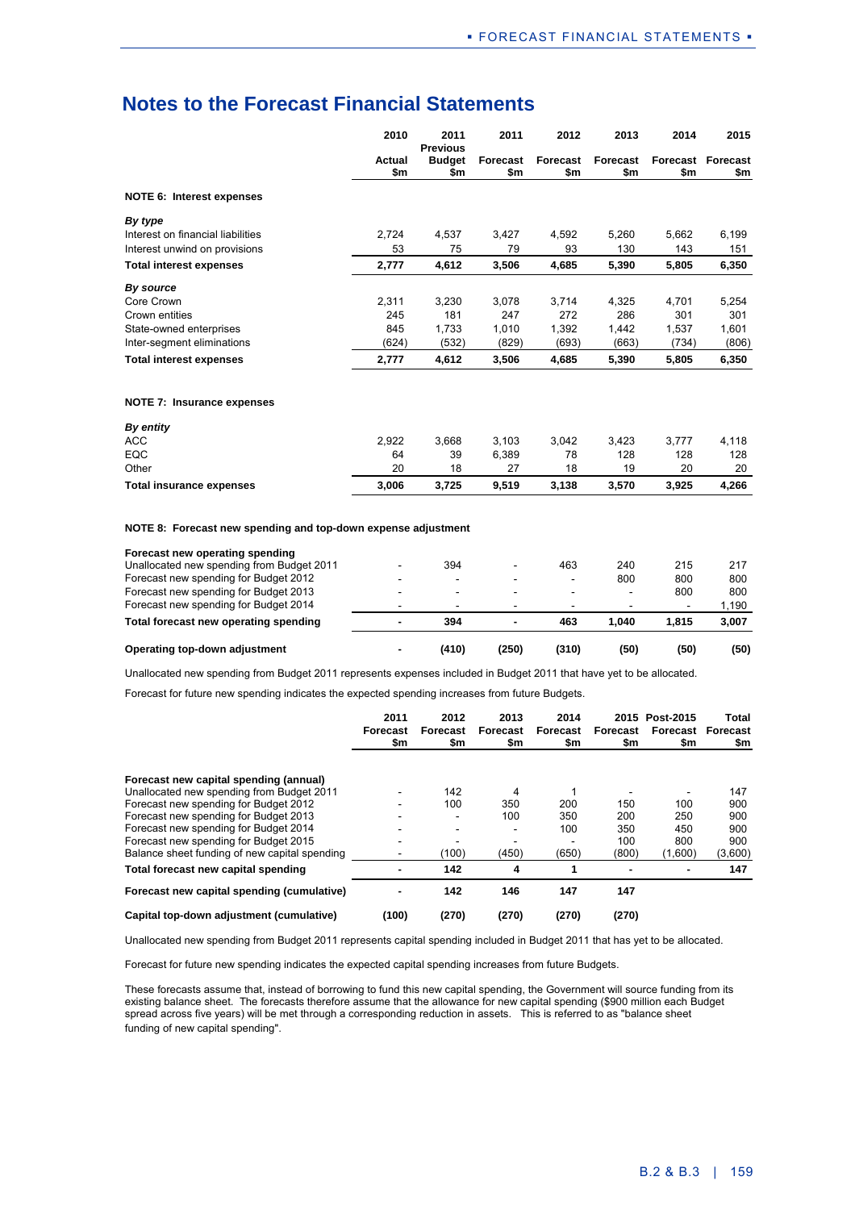# Notes to the Forecast Financial Statements

| | 2010 Actual $m | 2011 Previous Budget $m | 2011 Forecast $m | 2012 Forecast $m | 2013 Forecast $m | 2014 Forecast $m | 2015 Forecast $m |
|---|---|---|---|---|---|---|---|
| **NOTE 6: Interest expenses** | | | | | | | |
| ***By type*** | | | | | | | |
| Interest on financial liabilities | 2,724 | 4,537 | 3,427 | 4,592 | 5,260 | 5,662 | 6,199 |
| Interest unwind on provisions | 53 | 75 | 79 | 93 | 130 | 143 | 151 |
| **Total interest expenses** | **2,777** | **4,612** | **3,506** | **4,685** | **5,390** | **5,805** | **6,350** |
| ***By source*** | | | | | | | |
| Core Crown | 2,311 | 3,230 | 3,078 | 3,714 | 4,325 | 4,701 | 5,254 |
| Crown entities | 245 | 181 | 247 | 272 | 286 | 301 | 301 |
| State-owned enterprises | 845 | 1,733 | 1,010 | 1,392 | 1,442 | 1,537 | 1,601 |
| Inter-segment eliminations | (624) | (532) | (829) | (693) | (663) | (734) | (806) |
| **Total interest expenses** | **2,777** | **4,612** | **3,506** | **4,685** | **5,390** | **5,805** | **6,350** |
| **NOTE 7: Insurance expenses** | | | | | | | |
| ***By entity*** | | | | | | | |
| ACC | 2,922 | 3,668 | 3,103 | 3,042 | 3,423 | 3,777 | 4,118 |
| EQC | 64 | 39 | 6,389 | 78 | 128 | 128 | 128 |
| Other | 20 | 18 | 27 | 18 | 19 | 20 | 20 |
| **Total insurance expenses** | **3,006** | **3,725** | **9,519** | **3,138** | **3,570** | **3,925** | **4,266** |
| **NOTE 8: Forecast new spending and top-down expense adjustment** | | | | | | | |
| **Forecast new operating spending** | | | | | | | |
| Unallocated new spending from Budget 2011 | - | 394 | - | 463 | 240 | 215 | 217 |
| Forecast new spending for Budget 2012 | - | - | - | - | 800 | 800 | 800 |
| Forecast new spending for Budget 2013 | - | - | - | - | - | 800 | 800 |
| Forecast new spending for Budget 2014 | - | - | - | - | - | - | 1,190 |
| **Total forecast new operating spending** | **-** | **394** | **-** | **463** | **1,040** | **1,815** | **3,007** |
| **Operating top-down adjustment** | **-** | **(410)** | **(250)** | **(310)** | **(50)** | **(50)** | **(50)** |

Unallocated new spending from Budget 2011 represents expenses included in Budget 2011 that have yet to be allocated.

Forecast for future new spending indicates the expected spending increases from future Budgets.

| | 2011 Forecast $m | 2012 Forecast $m | 2013 Forecast $m | 2014 Forecast $m | 2015 Forecast $m | Post-2015 Forecast $m | Total Forecast $m |
|---|---|---|---|---|---|---|---|
| **Forecast new capital spending (annual)** | | | | | | | |
| Unallocated new spending from Budget 2011 | - | 142 | 4 | 1 | - | - | 147 |
| Forecast new spending for Budget 2012 | - | 100 | 350 | 200 | 150 | 100 | 900 |
| Forecast new spending for Budget 2013 | - | - | 100 | 350 | 200 | 250 | 900 |
| Forecast new spending for Budget 2014 | - | - | - | 100 | 350 | 450 | 900 |
| Forecast new spending for Budget 2015 | - | - | - | - | 100 | 800 | 900 |
| Balance sheet funding of new capital spending | - | (100) | (450) | (650) | (800) | (1,600) | (3,600) |
| **Total forecast new capital spending** | **-** | **142** | **4** | **1** | **-** | **-** | **147** |
| **Forecast new capital spending (cumulative)** | **-** | **142** | **146** | **147** | **147** | | |
| **Capital top-down adjustment (cumulative)** | **(100)** | **(270)** | **(270)** | **(270)** | **(270)** | | |

Unallocated new spending from Budget 2011 represents capital spending included in Budget 2011 that has yet to be allocated.

Forecast for future new spending indicates the expected capital spending increases from future Budgets.

These forecasts assume that, instead of borrowing to fund this new capital spending, the Government will source funding from its existing balance sheet. The forecasts therefore assume that the allowance for new capital spending ($900 million each Budget spread across five years) will be met through a corresponding reduction in assets. This is referred to as "balance sheet funding of new capital spending".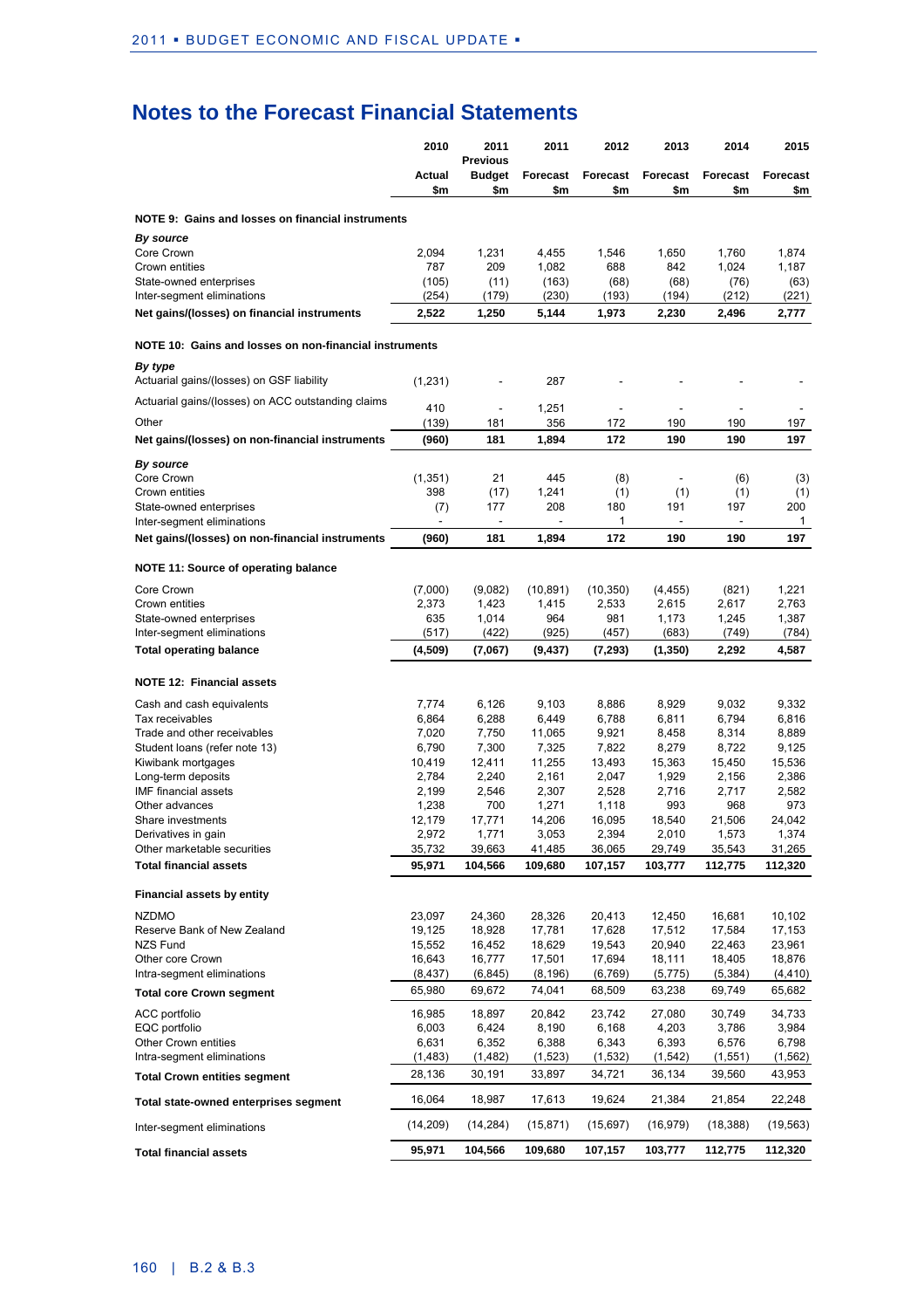## Notes to the Forecast Financial Statements

| | 2010 Actual $m | 2011 Previous Budget $m | 2011 Forecast $m | 2012 Forecast $m | 2013 Forecast $m | 2014 Forecast $m | 2015 Forecast $m |
|---|---|---|---|---|---|---|---|
| **NOTE 9: Gains and losses on financial instruments** | | | | | | | |
| ***By source*** | | | | | | | |
| Core Crown | 2,094 | 1,231 | 4,455 | 1,546 | 1,650 | 1,760 | 1,874 |
| Crown entities | 787 | 209 | 1,082 | 688 | 842 | 1,024 | 1,187 |
| State-owned enterprises | (105) | (11) | (163) | (68) | (68) | (76) | (63) |
| Inter-segment eliminations | (254) | (179) | (230) | (193) | (194) | (212) | (221) |
| **Net gains/(losses) on financial instruments** | **2,522** | **1,250** | **5,144** | **1,973** | **2,230** | **2,496** | **2,777** |
| **NOTE 10: Gains and losses on non-financial instruments** | | | | | | | |
| ***By type*** | | | | | | | |
| Actuarial gains/(losses) on GSF liability | (1,231) | - | 287 | - | - | - | - |
| Actuarial gains/(losses) on ACC outstanding claims | 410 | - | 1,251 | - | - | - | - |
| Other | (139) | 181 | 356 | 172 | 190 | 190 | 197 |
| **Net gains/(losses) on non-financial instruments** | **(960)** | **181** | **1,894** | **172** | **190** | **190** | **197** |
| ***By source*** | | | | | | | |
| Core Crown | (1,351) | 21 | 445 | (8) | - | (6) | (3) |
| Crown entities | 398 | (17) | 1,241 | (1) | (1) | (1) | (1) |
| State-owned enterprises | (7) | 177 | 208 | 180 | 191 | 197 | 200 |
| Inter-segment eliminations | - | - | - | 1 | - | - | 1 |
| **Net gains/(losses) on non-financial instruments** | **(960)** | **181** | **1,894** | **172** | **190** | **190** | **197** |
| **NOTE 11: Source of operating balance** | | | | | | | |
| Core Crown | (7,000) | (9,082) | (10,891) | (10,350) | (4,455) | (821) | 1,221 |
| Crown entities | 2,373 | 1,423 | 1,415 | 2,533 | 2,615 | 2,617 | 2,763 |
| State-owned enterprises | 635 | 1,014 | 964 | 981 | 1,173 | 1,245 | 1,387 |
| Inter-segment eliminations | (517) | (422) | (925) | (457) | (683) | (749) | (784) |
| **Total operating balance** | **(4,509)** | **(7,067)** | **(9,437)** | **(7,293)** | **(1,350)** | **2,292** | **4,587** |
| **NOTE 12: Financial assets** | | | | | | | |
| Cash and cash equivalents | 7,774 | 6,126 | 9,103 | 8,886 | 8,929 | 9,032 | 9,332 |
| Tax receivables | 6,864 | 6,288 | 6,449 | 6,788 | 6,811 | 6,794 | 6,816 |
| Trade and other receivables | 7,020 | 7,750 | 11,065 | 9,921 | 8,458 | 8,314 | 8,889 |
| Student loans (refer note 13) | 6,790 | 7,300 | 7,325 | 7,822 | 8,279 | 8,722 | 9,125 |
| Kiwibank mortgages | 10,419 | 12,411 | 11,255 | 13,493 | 15,363 | 15,450 | 15,536 |
| Long-term deposits | 2,784 | 2,240 | 2,161 | 2,047 | 1,929 | 2,156 | 2,386 |
| IMF financial assets | 2,199 | 2,546 | 2,307 | 2,528 | 2,716 | 2,717 | 2,582 |
| Other advances | 1,238 | 700 | 1,271 | 1,118 | 993 | 968 | 973 |
| Share investments | 12,179 | 17,771 | 14,206 | 16,095 | 18,540 | 21,506 | 24,042 |
| Derivatives in gain | 2,972 | 1,771 | 3,053 | 2,394 | 2,010 | 1,573 | 1,374 |
| Other marketable securities | 35,732 | 39,663 | 41,485 | 36,065 | 29,749 | 35,543 | 31,265 |
| **Total financial assets** | **95,971** | **104,566** | **109,680** | **107,157** | **103,777** | **112,775** | **112,320** |
| **Financial assets by entity** | | | | | | | |
| NZDMO | 23,097 | 24,360 | 28,326 | 20,413 | 12,450 | 16,681 | 10,102 |
| Reserve Bank of New Zealand | 19,125 | 18,928 | 17,781 | 17,628 | 17,512 | 17,584 | 17,153 |
| NZS Fund | 15,552 | 16,452 | 18,629 | 19,543 | 20,940 | 22,463 | 23,961 |
| Other core Crown | 16,643 | 16,777 | 17,501 | 17,694 | 18,111 | 18,405 | 18,876 |
| Intra-segment eliminations | (8,437) | (6,845) | (8,196) | (6,769) | (5,775) | (5,384) | (4,410) |
| **Total core Crown segment** | 65,980 | 69,672 | 74,041 | 68,509 | 63,238 | 69,749 | 65,682 |
| ACC portfolio | 16,985 | 18,897 | 20,842 | 23,742 | 27,080 | 30,749 | 34,733 |
| EQC portfolio | 6,003 | 6,424 | 8,190 | 6,168 | 4,203 | 3,786 | 3,984 |
| Other Crown entities | 6,631 | 6,352 | 6,388 | 6,343 | 6,393 | 6,576 | 6,798 |
| Intra-segment eliminations | (1,483) | (1,482) | (1,523) | (1,532) | (1,542) | (1,551) | (1,562) |
| **Total Crown entities segment** | 28,136 | 30,191 | 33,897 | 34,721 | 36,134 | 39,560 | 43,953 |
| **Total state-owned enterprises segment** | 16,064 | 18,987 | 17,613 | 19,624 | 21,384 | 21,854 | 22,248 |
| Inter-segment eliminations | (14,209) | (14,284) | (15,871) | (15,697) | (16,979) | (18,388) | (19,563) |
| **Total financial assets** | **95,971** | **104,566** | **109,680** | **107,157** | **103,777** | **112,775** | **112,320** |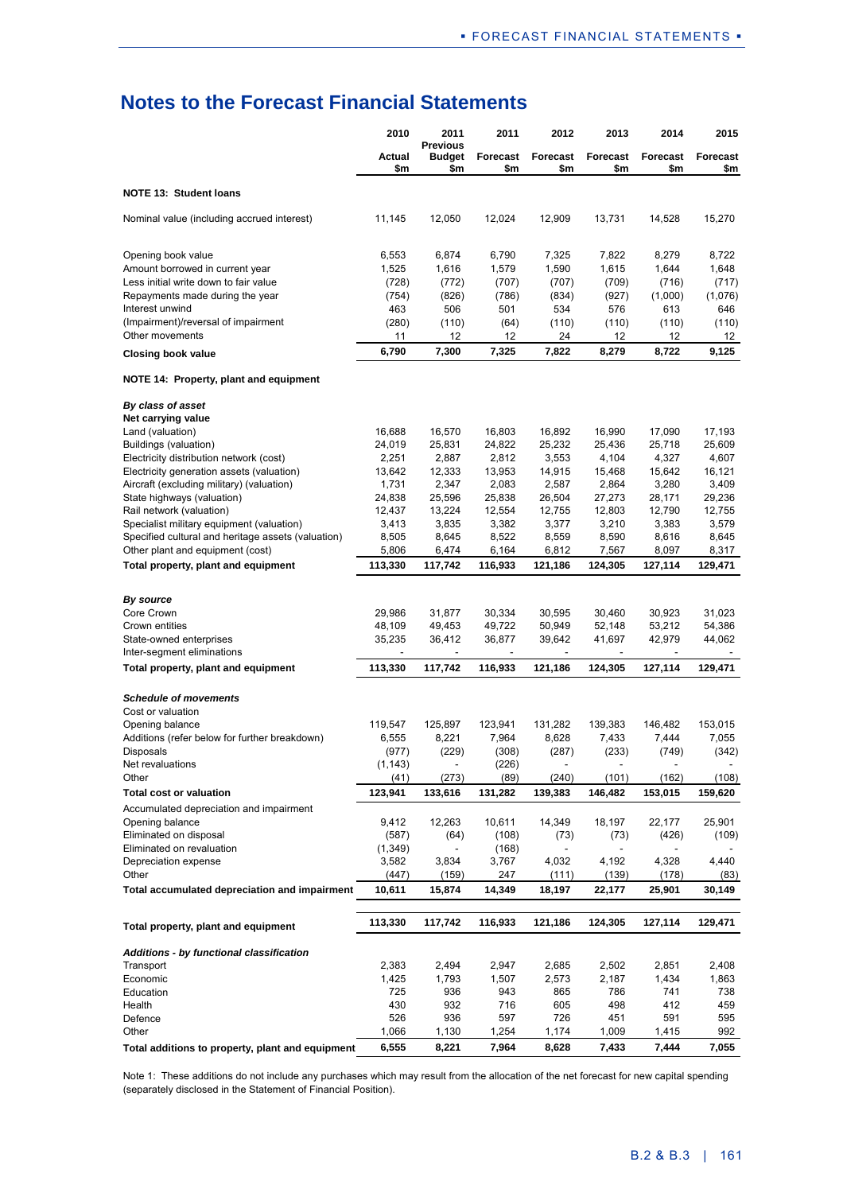# Notes to the Forecast Financial Statements

| | 2010 Actual $m | 2011 Previous Budget $m | 2011 Forecast $m | 2012 Forecast $m | 2013 Forecast $m | 2014 Forecast $m | 2015 Forecast $m |
|---|---|---|---|---|---|---|---|
| **NOTE 13: Student loans** | | | | | | | |
| Nominal value (including accrued interest) | 11,145 | 12,050 | 12,024 | 12,909 | 13,731 | 14,528 | 15,270 |
| Opening book value | 6,553 | 6,874 | 6,790 | 7,325 | 7,822 | 8,279 | 8,722 |
| Amount borrowed in current year | 1,525 | 1,616 | 1,579 | 1,590 | 1,615 | 1,644 | 1,648 |
| Less initial write down to fair value | (728) | (772) | (707) | (707) | (709) | (716) | (717) |
| Repayments made during the year | (754) | (826) | (786) | (834) | (927) | (1,000) | (1,076) |
| Interest unwind | 463 | 506 | 501 | 534 | 576 | 613 | 646 |
| (Impairment)/reversal of impairment | (280) | (110) | (64) | (110) | (110) | (110) | (110) |
| Other movements | 11 | 12 | 12 | 24 | 12 | 12 | 12 |
| **Closing book value** | **6,790** | **7,300** | **7,325** | **7,822** | **8,279** | **8,722** | **9,125** |
| **NOTE 14: Property, plant and equipment** | | | | | | | |
| ***By class of asset*** | | | | | | | |
| **Net carrying value** | | | | | | | |
| Land (valuation) | 16,688 | 16,570 | 16,803 | 16,892 | 16,990 | 17,090 | 17,193 |
| Buildings (valuation) | 24,019 | 25,831 | 24,822 | 25,232 | 25,436 | 25,718 | 25,609 |
| Electricity distribution network (cost) | 2,251 | 2,887 | 2,812 | 3,553 | 4,104 | 4,327 | 4,607 |
| Electricity generation assets (valuation) | 13,642 | 12,333 | 13,953 | 14,915 | 15,468 | 15,642 | 16,121 |
| Aircraft (excluding military) (valuation) | 1,731 | 2,347 | 2,083 | 2,587 | 2,864 | 3,280 | 3,409 |
| State highways (valuation) | 24,838 | 25,596 | 25,838 | 26,504 | 27,273 | 28,171 | 29,236 |
| Rail network (valuation) | 12,437 | 13,224 | 12,554 | 12,755 | 12,803 | 12,790 | 12,755 |
| Specialist military equipment (valuation) | 3,413 | 3,835 | 3,382 | 3,377 | 3,210 | 3,383 | 3,579 |
| Specified cultural and heritage assets (valuation) | 8,505 | 8,645 | 8,522 | 8,559 | 8,590 | 8,616 | 8,645 |
| Other plant and equipment (cost) | 5,806 | 6,474 | 6,164 | 6,812 | 7,567 | 8,097 | 8,317 |
| **Total property, plant and equipment** | **113,330** | **117,742** | **116,933** | **121,186** | **124,305** | **127,114** | **129,471** |
| ***By source*** | | | | | | | |
| Core Crown | 29,986 | 31,877 | 30,334 | 30,595 | 30,460 | 30,923 | 31,023 |
| Crown entities | 48,109 | 49,453 | 49,722 | 50,949 | 52,148 | 53,212 | 54,386 |
| State-owned enterprises | 35,235 | 36,412 | 36,877 | 39,642 | 41,697 | 42,979 | 44,062 |
| Inter-segment eliminations | - | - | - | - | - | - | - |
| **Total property, plant and equipment** | **113,330** | **117,742** | **116,933** | **121,186** | **124,305** | **127,114** | **129,471** |
| ***Schedule of movements*** | | | | | | | |
| Cost or valuation | | | | | | | |
| Opening balance | 119,547 | 125,897 | 123,941 | 131,282 | 139,383 | 146,482 | 153,015 |
| Additions (refer below for further breakdown) | 6,555 | 8,221 | 7,964 | 8,628 | 7,433 | 7,444 | 7,055 |
| Disposals | (977) | (229) | (308) | (287) | (233) | (749) | (342) |
| Net revaluations | (1,143) | - | (226) | - | - | - | - |
| Other | (41) | (273) | (89) | (240) | (101) | (162) | (108) |
| **Total cost or valuation** | **123,941** | **133,616** | **131,282** | **139,383** | **146,482** | **153,015** | **159,620** |
| Accumulated depreciation and impairment | | | | | | | |
| Opening balance | 9,412 | 12,263 | 10,611 | 14,349 | 18,197 | 22,177 | 25,901 |
| Eliminated on disposal | (587) | (64) | (108) | (73) | (73) | (426) | (109) |
| Eliminated on revaluation | (1,349) | - | (168) | - | - | - | - |
| Depreciation expense | 3,582 | 3,834 | 3,767 | 4,032 | 4,192 | 4,328 | 4,440 |
| Other | (447) | (159) | 247 | (111) | (139) | (178) | (83) |
| **Total accumulated depreciation and impairment** | **10,611** | **15,874** | **14,349** | **18,197** | **22,177** | **25,901** | **30,149** |
| **Total property, plant and equipment** | **113,330** | **117,742** | **116,933** | **121,186** | **124,305** | **127,114** | **129,471** |
| ***Additions - by functional classification*** | | | | | | | |
| Transport | 2,383 | 2,494 | 2,947 | 2,685 | 2,502 | 2,851 | 2,408 |
| Economic | 1,425 | 1,793 | 1,507 | 2,573 | 2,187 | 1,434 | 1,863 |
| Education | 725 | 936 | 943 | 865 | 786 | 741 | 738 |
| Health | 430 | 932 | 716 | 605 | 498 | 412 | 459 |
| Defence | 526 | 936 | 597 | 726 | 451 | 591 | 595 |
| Other | 1,066 | 1,130 | 1,254 | 1,174 | 1,009 | 1,415 | 992 |
| **Total additions to property, plant and equipment** | **6,555** | **8,221** | **7,964** | **8,628** | **7,433** | **7,444** | **7,055** |

Note 1: These additions do not include any purchases which may result from the allocation of the net forecast for new capital spending (separately disclosed in the Statement of Financial Position).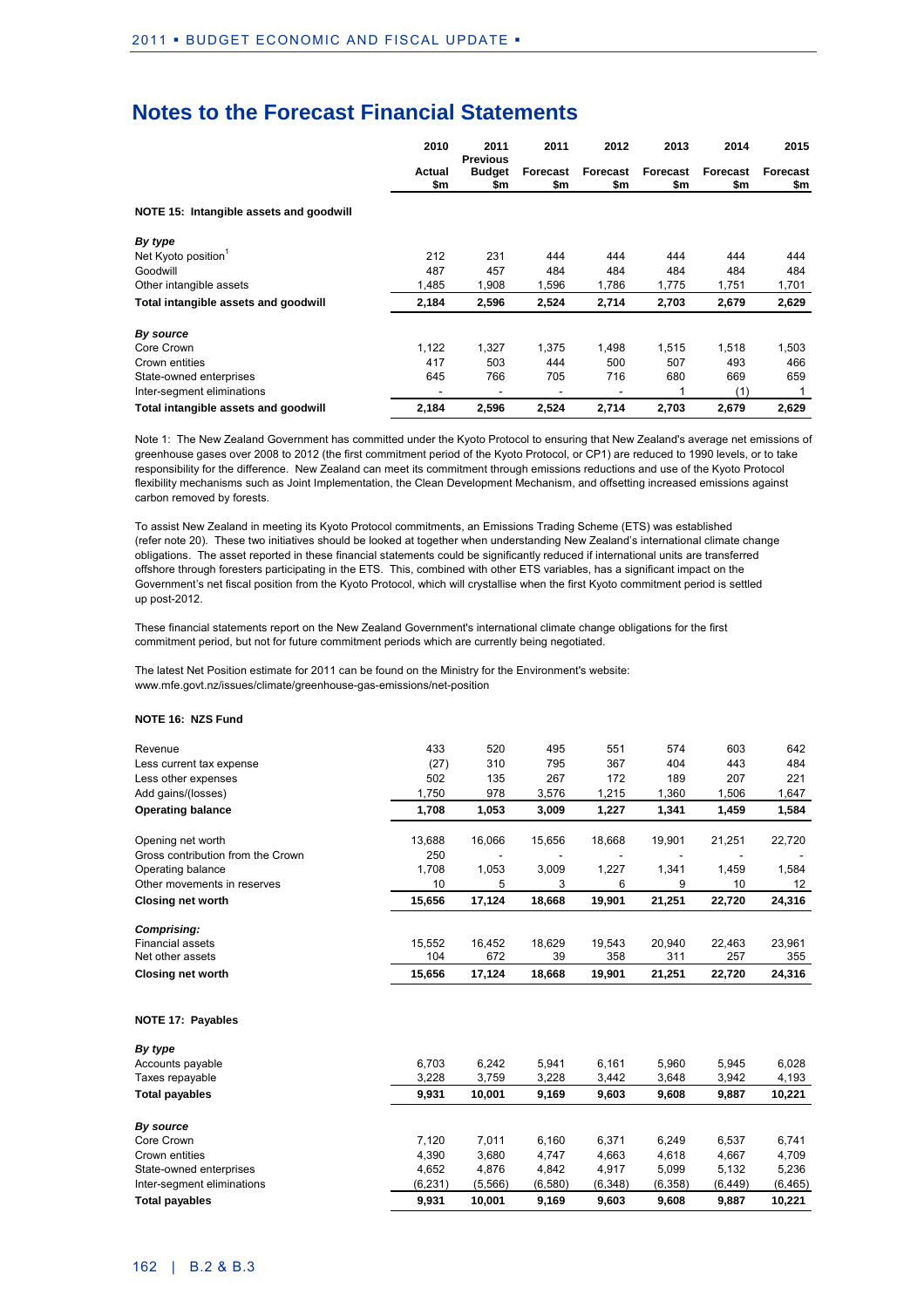# Notes to the Forecast Financial Statements

| | 2010 Actual $m | 2011 Previous Budget $m | 2011 Forecast $m | 2012 Forecast $m | 2013 Forecast $m | 2014 Forecast $m | 2015 Forecast $m |
|---|---|---|---|---|---|---|---|
| **NOTE 15: Intangible assets and goodwill** | | | | | | | |
| ***By type*** | | | | | | | |
| Net Kyoto position[1] | 212 | 231 | 444 | 444 | 444 | 444 | 444 |
| Goodwill | 487 | 457 | 484 | 484 | 484 | 484 | 484 |
| Other intangible assets | 1,485 | 1,908 | 1,596 | 1,786 | 1,775 | 1,751 | 1,701 |
| **Total intangible assets and goodwill** | **2,184** | **2,596** | **2,524** | **2,714** | **2,703** | **2,679** | **2,629** |
| ***By source*** | | | | | | | |
| Core Crown | 1,122 | 1,327 | 1,375 | 1,498 | 1,515 | 1,518 | 1,503 |
| Crown entities | 417 | 503 | 444 | 500 | 507 | 493 | 466 |
| State-owned enterprises | 645 | 766 | 705 | 716 | 680 | 669 | 659 |
| Inter-segment eliminations | - | - | - | - | 1 | (1) | 1 |
| **Total intangible assets and goodwill** | **2,184** | **2,596** | **2,524** | **2,714** | **2,703** | **2,679** | **2,629** |

Note 1: The New Zealand Government has committed under the Kyoto Protocol to ensuring that New Zealand's average net emissions of greenhouse gases over 2008 to 2012 (the first commitment period of the Kyoto Protocol, or CP1) are reduced to 1990 levels, or to take responsibility for the difference. New Zealand can meet its commitment through emissions reductions and use of the Kyoto Protocol flexibility mechanisms such as Joint Implementation, the Clean Development Mechanism, and offsetting increased emissions against carbon removed by forests.

To assist New Zealand in meeting its Kyoto Protocol commitments, an Emissions Trading Scheme (ETS) was established (refer note 20). These two initiatives should be looked at together when understanding New Zealand's international climate change obligations. The asset reported in these financial statements could be significantly reduced if international units are transferred offshore through foresters participating in the ETS. This, combined with other ETS variables, has a significant impact on the Government's net fiscal position from the Kyoto Protocol, which will crystallise when the first Kyoto commitment period is settled up post-2012.

These financial statements report on the New Zealand Government's international climate change obligations for the first commitment period, but not for future commitment periods which are currently being negotiated.

The latest Net Position estimate for 2011 can be found on the Ministry for the Environment's website: www.mfe.govt.nz/issues/climate/greenhouse-gas-emissions/net-position

| | 2010 Actual $m | 2011 Previous Budget $m | 2011 Forecast $m | 2012 Forecast $m | 2013 Forecast $m | 2014 Forecast $m | 2015 Forecast $m |
|---|---|---|---|---|---|---|---|
| **NOTE 16: NZS Fund** | | | | | | | |
| Revenue | 433 | 520 | 495 | 551 | 574 | 603 | 642 |
| Less current tax expense | (27) | 310 | 795 | 367 | 404 | 443 | 484 |
| Less other expenses | 502 | 135 | 267 | 172 | 189 | 207 | 221 |
| Add gains/(losses) | 1,750 | 978 | 3,576 | 1,215 | 1,360 | 1,506 | 1,647 |
| **Operating balance** | **1,708** | **1,053** | **3,009** | **1,227** | **1,341** | **1,459** | **1,584** |
| Opening net worth | 13,688 | 16,066 | 15,656 | 18,668 | 19,901 | 21,251 | 22,720 |
| Gross contribution from the Crown | 250 | - | - | - | - | - | - |
| Operating balance | 1,708 | 1,053 | 3,009 | 1,227 | 1,341 | 1,459 | 1,584 |
| Other movements in reserves | 10 | 5 | 3 | 6 | 9 | 10 | 12 |
| **Closing net worth** | **15,656** | **17,124** | **18,668** | **19,901** | **21,251** | **22,720** | **24,316** |
| ***Comprising:*** | | | | | | | |
| Financial assets | 15,552 | 16,452 | 18,629 | 19,543 | 20,940 | 22,463 | 23,961 |
| Net other assets | 104 | 672 | 39 | 358 | 311 | 257 | 355 |
| **Closing net worth** | **15,656** | **17,124** | **18,668** | **19,901** | **21,251** | **22,720** | **24,316** |
| **NOTE 17: Payables** | | | | | | | |
| ***By type*** | | | | | | | |
| Accounts payable | 6,703 | 6,242 | 5,941 | 6,161 | 5,960 | 5,945 | 6,028 |
| Taxes repayable | 3,228 | 3,759 | 3,228 | 3,442 | 3,648 | 3,942 | 4,193 |
| **Total payables** | **9,931** | **10,001** | **9,169** | **9,603** | **9,608** | **9,887** | **10,221** |
| ***By source*** | | | | | | | |
| Core Crown | 7,120 | 7,011 | 6,160 | 6,371 | 6,249 | 6,537 | 6,741 |
| Crown entities | 4,390 | 3,680 | 4,747 | 4,663 | 4,618 | 4,667 | 4,709 |
| State-owned enterprises | 4,652 | 4,876 | 4,842 | 4,917 | 5,099 | 5,132 | 5,236 |
| Inter-segment eliminations | (6,231) | (5,566) | (6,580) | (6,348) | (6,358) | (6,449) | (6,465) |
| **Total payables** | **9,931** | **10,001** | **9,169** | **9,603** | **9,608** | **9,887** | **10,221** |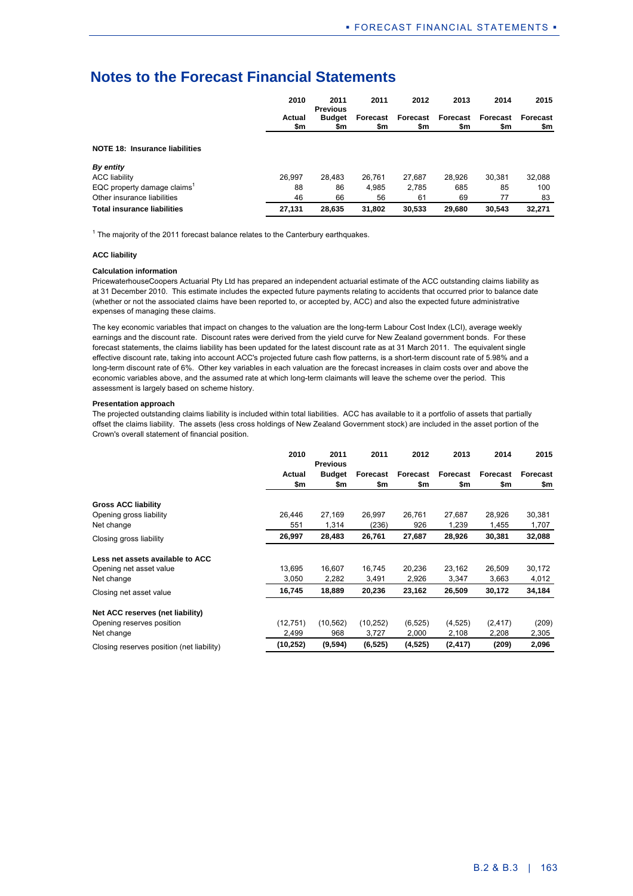# Notes to the Forecast Financial Statements

| | 2010 Actual $m | 2011 Previous Budget $m | 2011 Forecast $m | 2012 Forecast $m | 2013 Forecast $m | 2014 Forecast $m | 2015 Forecast $m |
|---|---|---|---|---|---|---|---|
| **NOTE 18: Insurance liabilities** | | | | | | | |
| ***By entity*** | | | | | | | |
| ACC liability | 26,997 | 28,483 | 26,761 | 27,687 | 28,926 | 30,381 | 32,088 |
| EQC property damage claims[1] | 88 | 86 | 4,985 | 2,785 | 685 | 85 | 100 |
| Other insurance liabilities | 46 | 66 | 56 | 61 | 69 | 77 | 83 |
| **Total insurance liabilities** | **27,131** | **28,635** | **31,802** | **30,533** | **29,680** | **30,543** | **32,271** |

[1] The majority of the 2011 forecast balance relates to the Canterbury earthquakes.

**ACC liability**

**Calculation information**

PricewaterhouseCoopers Actuarial Pty Ltd has prepared an independent actuarial estimate of the ACC outstanding claims liability as at 31 December 2010. This estimate includes the expected future payments relating to accidents that occurred prior to balance date (whether or not the associated claims have been reported to, or accepted by, ACC) and also the expected future administrative expenses of managing these claims.

The key economic variables that impact on changes to the valuation are the long-term Labour Cost Index (LCI), average weekly earnings and the discount rate. Discount rates were derived from the yield curve for New Zealand government bonds. For these forecast statements, the claims liability has been updated for the latest discount rate as at 31 March 2011. The equivalent single effective discount rate, taking into account ACC's projected future cash flow patterns, is a short-term discount rate of 5.98% and a long-term discount rate of 6%. Other key variables in each valuation are the forecast increases in claim costs over and above the economic variables above, and the assumed rate at which long-term claimants will leave the scheme over the period. This assessment is largely based on scheme history.

**Presentation approach**

The projected outstanding claims liability is included within total liabilities. ACC has available to it a portfolio of assets that partially offset the claims liability. The assets (less cross holdings of New Zealand Government stock) are included in the asset portion of the Crown's overall statement of financial position.

| | 2010 Actual $m | 2011 Previous Budget $m | 2011 Forecast $m | 2012 Forecast $m | 2013 Forecast $m | 2014 Forecast $m | 2015 Forecast $m |
|---|---|---|---|---|---|---|---|
| **Gross ACC liability** | | | | | | | |
| Opening gross liability | 26,446 | 27,169 | 26,997 | 26,761 | 27,687 | 28,926 | 30,381 |
| Net change | 551 | 1,314 | (236) | 926 | 1,239 | 1,455 | 1,707 |
| Closing gross liability | **26,997** | **28,483** | **26,761** | **27,687** | **28,926** | **30,381** | **32,088** |
| **Less net assets available to ACC** | | | | | | | |
| Opening net asset value | 13,695 | 16,607 | 16,745 | 20,236 | 23,162 | 26,509 | 30,172 |
| Net change | 3,050 | 2,282 | 3,491 | 2,926 | 3,347 | 3,663 | 4,012 |
| Closing net asset value | **16,745** | **18,889** | **20,236** | **23,162** | **26,509** | **30,172** | **34,184** |
| **Net ACC reserves (net liability)** | | | | | | | |
| Opening reserves position | (12,751) | (10,562) | (10,252) | (6,525) | (4,525) | (2,417) | (209) |
| Net change | 2,499 | 968 | 3,727 | 2,000 | 2,108 | 2,208 | 2,305 |
| Closing reserves position (net liability) | **(10,252)** | **(9,594)** | **(6,525)** | **(4,525)** | **(2,417)** | **(209)** | **2,096** |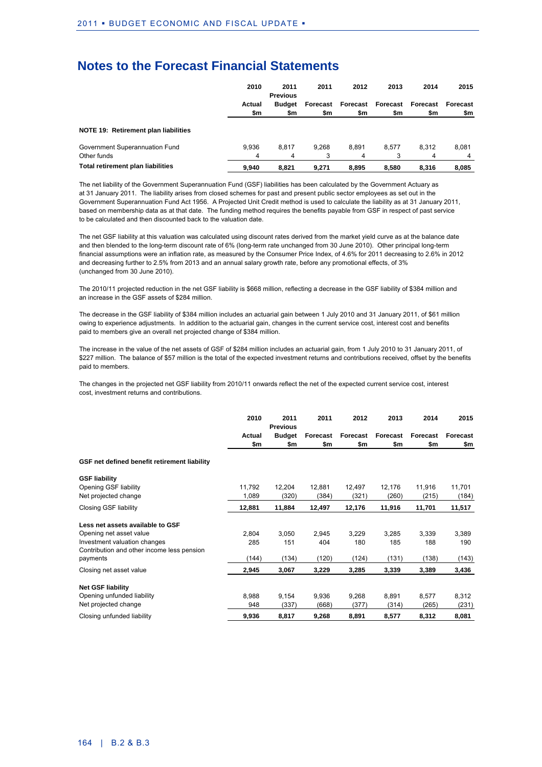# Notes to the Forecast Financial Statements

| | 2010 Actual $m | 2011 Previous Budget $m | 2011 Forecast $m | 2012 Forecast $m | 2013 Forecast $m | 2014 Forecast $m | 2015 Forecast $m |
|---|---|---|---|---|---|---|---|
| **NOTE 19: Retirement plan liabilities** | | | | | | | |
| Government Superannuation Fund | 9,936 | 8,817 | 9,268 | 8,891 | 8,577 | 8,312 | 8,081 |
| Other funds | 4 | 4 | 3 | 4 | 3 | 4 | 4 |
| **Total retirement plan liabilities** | **9,940** | **8,821** | **9,271** | **8,895** | **8,580** | **8,316** | **8,085** |

The net liability of the Government Superannuation Fund (GSF) liabilities has been calculated by the Government Actuary as at 31 January 2011. The liability arises from closed schemes for past and present public sector employees as set out in the Government Superannuation Fund Act 1956. A Projected Unit Credit method is used to calculate the liability as at 31 January 2011, based on membership data as at that date. The funding method requires the benefits payable from GSF in respect of past service to be calculated and then discounted back to the valuation date.

The net GSF liability at this valuation was calculated using discount rates derived from the market yield curve as at the balance date and then blended to the long-term discount rate of 6% (long-term rate unchanged from 30 June 2010). Other principal long-term financial assumptions were an inflation rate, as measured by the Consumer Price Index, of 4.6% for 2011 decreasing to 2.6% in 2012 and decreasing further to 2.5% from 2013 and an annual salary growth rate, before any promotional effects, of 3% (unchanged from 30 June 2010).

The 2010/11 projected reduction in the net GSF liability is $668 million, reflecting a decrease in the GSF liability of $384 million and an increase in the GSF assets of $284 million.

The decrease in the GSF liability of $384 million includes an actuarial gain between 1 July 2010 and 31 January 2011, of $61 million owing to experience adjustments. In addition to the actuarial gain, changes in the current service cost, interest cost and benefits paid to members give an overall net projected change of $384 million.

The increase in the value of the net assets of GSF of $284 million includes an actuarial gain, from 1 July 2010 to 31 January 2011, of $227 million. The balance of $57 million is the total of the expected investment returns and contributions received, offset by the benefits paid to members.

The changes in the projected net GSF liability from 2010/11 onwards reflect the net of the expected current service cost, interest cost, investment returns and contributions.

| | 2010 Actual $m | 2011 Previous Budget $m | 2011 Forecast $m | 2012 Forecast $m | 2013 Forecast $m | 2014 Forecast $m | 2015 Forecast $m |
|---|---|---|---|---|---|---|---|
| **GSF net defined benefit retirement liability** | | | | | | | |
| **GSF liability** | | | | | | | |
| Opening GSF liability | 11,792 | 12,204 | 12,881 | 12,497 | 12,176 | 11,916 | 11,701 |
| Net projected change | 1,089 | (320) | (384) | (321) | (260) | (215) | (184) |
| Closing GSF liability | **12,881** | **11,884** | **12,497** | **12,176** | **11,916** | **11,701** | **11,517** |
| **Less net assets available to GSF** | | | | | | | |
| Opening net asset value | 2,804 | 3,050 | 2,945 | 3,229 | 3,285 | 3,339 | 3,389 |
| Investment valuation changes | 285 | 151 | 404 | 180 | 185 | 188 | 190 |
| Contribution and other income less pension payments | (144) | (134) | (120) | (124) | (131) | (138) | (143) |
| Closing net asset value | **2,945** | **3,067** | **3,229** | **3,285** | **3,339** | **3,389** | **3,436** |
| **Net GSF liability** | | | | | | | |
| Opening unfunded liability | 8,988 | 9,154 | 9,936 | 9,268 | 8,891 | 8,577 | 8,312 |
| Net projected change | 948 | (337) | (668) | (377) | (314) | (265) | (231) |
| Closing unfunded liability | **9,936** | **8,817** | **9,268** | **8,891** | **8,577** | **8,312** | **8,081** |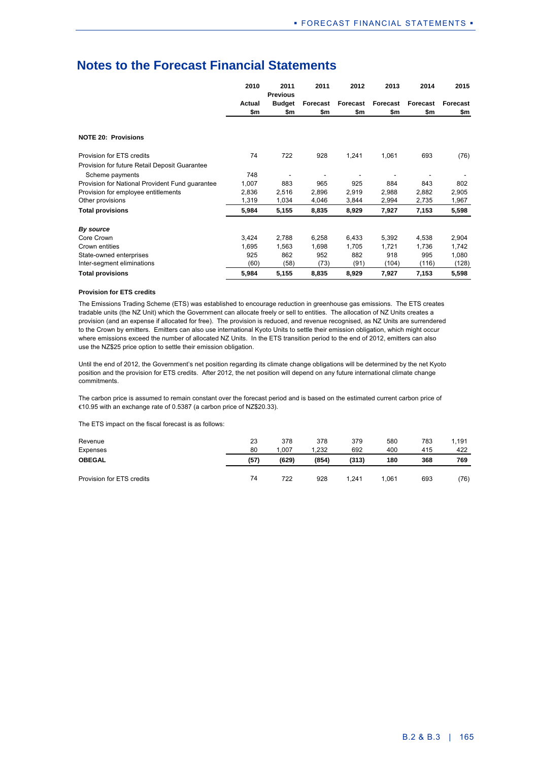# Notes to the Forecast Financial Statements

| | 2010 Actual $m | 2011 Previous Budget $m | 2011 Forecast $m | 2012 Forecast $m | 2013 Forecast $m | 2014 Forecast $m | 2015 Forecast $m |
|---|---|---|---|---|---|---|---|
| **NOTE 20: Provisions** | | | | | | | |
| Provision for ETS credits | 74 | 722 | 928 | 1,241 | 1,061 | 693 | (76) |
| Provision for future Retail Deposit Guarantee Scheme payments | 748 | - | - | - | - | - | - |
| Provision for National Provident Fund guarantee | 1,007 | 883 | 965 | 925 | 884 | 843 | 802 |
| Provision for employee entitlements | 2,836 | 2,516 | 2,896 | 2,919 | 2,988 | 2,882 | 2,905 |
| Other provisions | 1,319 | 1,034 | 4,046 | 3,844 | 2,994 | 2,735 | 1,967 |
| **Total provisions** | **5,984** | **5,155** | **8,835** | **8,929** | **7,927** | **7,153** | **5,598** |
| ***By source*** | | | | | | | |
| Core Crown | 3,424 | 2,788 | 6,258 | 6,433 | 5,392 | 4,538 | 2,904 |
| Crown entities | 1,695 | 1,563 | 1,698 | 1,705 | 1,721 | 1,736 | 1,742 |
| State-owned enterprises | 925 | 862 | 952 | 882 | 918 | 995 | 1,080 |
| Inter-segment eliminations | (60) | (58) | (73) | (91) | (104) | (116) | (128) |
| **Total provisions** | **5,984** | **5,155** | **8,835** | **8,929** | **7,927** | **7,153** | **5,598** |

**Provision for ETS credits**

The Emissions Trading Scheme (ETS) was established to encourage reduction in greenhouse gas emissions. The ETS creates tradable units (the NZ Unit) which the Government can allocate freely or sell to entities. The allocation of NZ Units creates a provision (and an expense if allocated for free). The provision is reduced, and revenue recognised, as NZ Units are surrendered to the Crown by emitters. Emitters can also use international Kyoto Units to settle their emission obligation, which might occur where emissions exceed the number of allocated NZ Units. In the ETS transition period to the end of 2012, emitters can also use the NZ$25 price option to settle their emission obligation.

Until the end of 2012, the Government's net position regarding its climate change obligations will be determined by the net Kyoto position and the provision for ETS credits. After 2012, the net position will depend on any future international climate change commitments.

The carbon price is assumed to remain constant over the forecast period and is based on the estimated current carbon price of €10.95 with an exchange rate of 0.5387 (a carbon price of NZ$20.33).

The ETS impact on the fiscal forecast is as follows:

| | 2010 Actual $m | 2011 Previous Budget $m | 2011 Forecast $m | 2012 Forecast $m | 2013 Forecast $m | 2014 Forecast $m | 2015 Forecast $m |
|---|---|---|---|---|---|---|---|
| Revenue | 23 | 378 | 378 | 379 | 580 | 783 | 1,191 |
| Expenses | 80 | 1,007 | 1,232 | 692 | 400 | 415 | 422 |
| **OBEGAL** | **(57)** | **(629)** | **(854)** | **(313)** | **180** | **368** | **769** |
| Provision for ETS credits | 74 | 722 | 928 | 1,241 | 1,061 | 693 | (76) |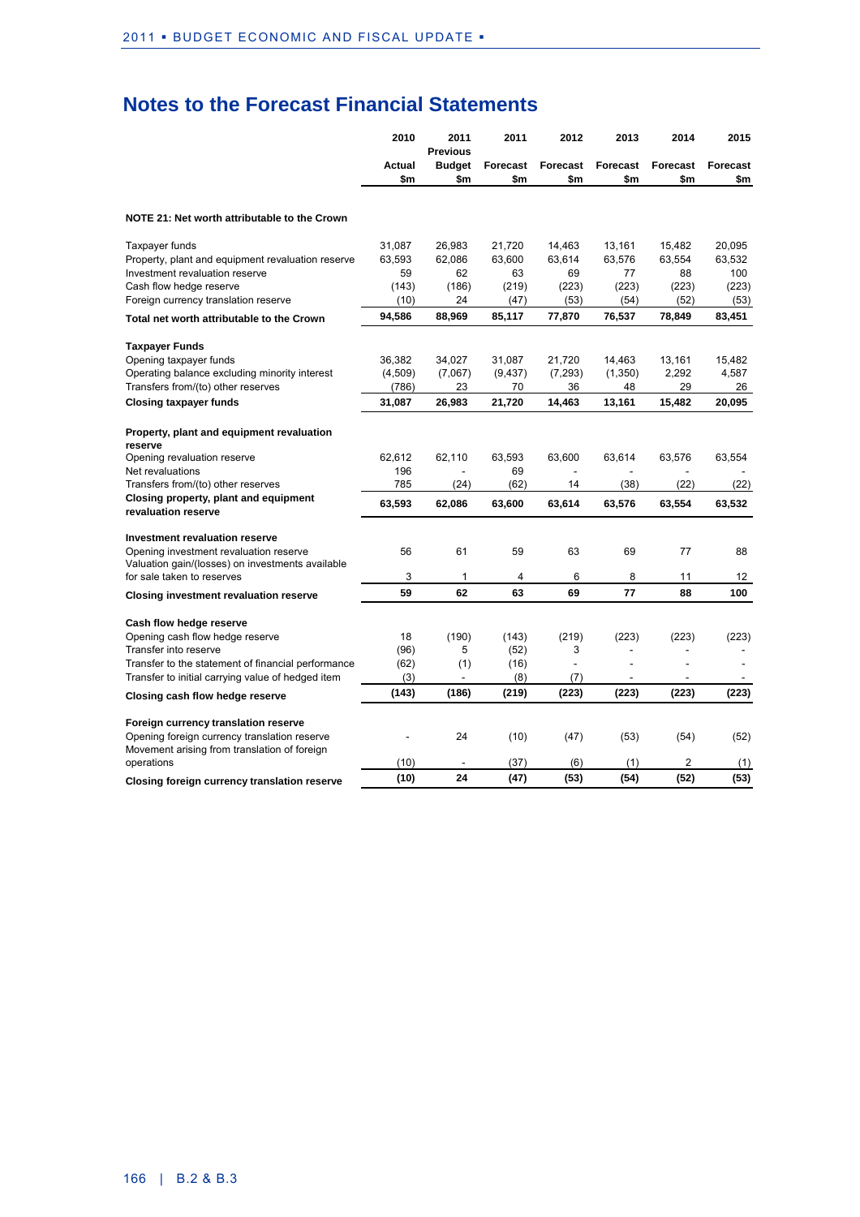# Notes to the Forecast Financial Statements

| | 2010 Actual $m | 2011 Previous Budget $m | 2011 Forecast $m | 2012 Forecast $m | 2013 Forecast $m | 2014 Forecast $m | 2015 Forecast $m |
|---|---|---|---|---|---|---|---|
| **NOTE 21: Net worth attributable to the Crown** | | | | | | | |
| Taxpayer funds | 31,087 | 26,983 | 21,720 | 14,463 | 13,161 | 15,482 | 20,095 |
| Property, plant and equipment revaluation reserve | 63,593 | 62,086 | 63,600 | 63,614 | 63,576 | 63,554 | 63,532 |
| Investment revaluation reserve | 59 | 62 | 63 | 69 | 77 | 88 | 100 |
| Cash flow hedge reserve | (143) | (186) | (219) | (223) | (223) | (223) | (223) |
| Foreign currency translation reserve | (10) | 24 | (47) | (53) | (54) | (52) | (53) |
| **Total net worth attributable to the Crown** | **94,586** | **88,969** | **85,117** | **77,870** | **76,537** | **78,849** | **83,451** |
| **Taxpayer Funds** | | | | | | | |
| Opening taxpayer funds | 36,382 | 34,027 | 31,087 | 21,720 | 14,463 | 13,161 | 15,482 |
| Operating balance excluding minority interest | (4,509) | (7,067) | (9,437) | (7,293) | (1,350) | 2,292 | 4,587 |
| Transfers from/(to) other reserves | (786) | 23 | 70 | 36 | 48 | 29 | 26 |
| **Closing taxpayer funds** | **31,087** | **26,983** | **21,720** | **14,463** | **13,161** | **15,482** | **20,095** |
| **Property, plant and equipment revaluation reserve** | | | | | | | |
| Opening revaluation reserve | 62,612 | 62,110 | 63,593 | 63,600 | 63,614 | 63,576 | 63,554 |
| Net revaluations | 196 | - | 69 | - | - | - | - |
| Transfers from/(to) other reserves | 785 | (24) | (62) | 14 | (38) | (22) | (22) |
| **Closing property, plant and equipment revaluation reserve** | **63,593** | **62,086** | **63,600** | **63,614** | **63,576** | **63,554** | **63,532** |
| **Investment revaluation reserve** | | | | | | | |
| Opening investment revaluation reserve | 56 | 61 | 59 | 63 | 69 | 77 | 88 |
| Valuation gain/(losses) on investments available for sale taken to reserves | 3 | 1 | 4 | 6 | 8 | 11 | 12 |
| **Closing investment revaluation reserve** | **59** | **62** | **63** | **69** | **77** | **88** | **100** |
| **Cash flow hedge reserve** | | | | | | | |
| Opening cash flow hedge reserve | 18 | (190) | (143) | (219) | (223) | (223) | (223) |
| Transfer into reserve | (96) | 5 | (52) | 3 | - | - | - |
| Transfer to the statement of financial performance | (62) | (1) | (16) | - | - | - | - |
| Transfer to initial carrying value of hedged item | (3) | - | (8) | (7) | - | - | - |
| **Closing cash flow hedge reserve** | **(143)** | **(186)** | **(219)** | **(223)** | **(223)** | **(223)** | **(223)** |
| **Foreign currency translation reserve** | | | | | | | |
| Opening foreign currency translation reserve | - | 24 | (10) | (47) | (53) | (54) | (52) |
| Movement arising from translation of foreign operations | (10) | - | (37) | (6) | (1) | 2 | (1) |
| **Closing foreign currency translation reserve** | **(10)** | **24** | **(47)** | **(53)** | **(54)** | **(52)** | **(53)** |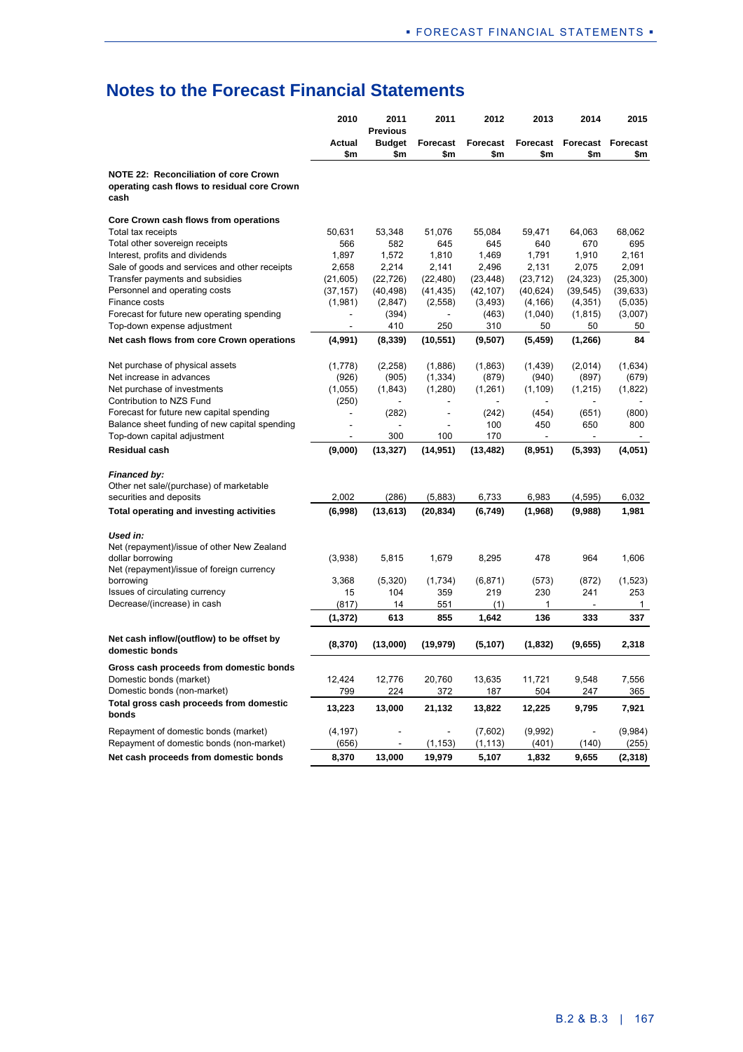## Notes to the Forecast Financial Statements

| | 2010 Actual $m | 2011 Previous Budget $m | 2011 Forecast $m | 2012 Forecast $m | 2013 Forecast $m | 2014 Forecast $m | 2015 Forecast $m |
|---|---|---|---|---|---|---|---|
| **NOTE 22: Reconciliation of core Crown operating cash flows to residual core Crown cash** | | | | | | | |
| **Core Crown cash flows from operations** | | | | | | | |
| Total tax receipts | 50,631 | 53,348 | 51,076 | 55,084 | 59,471 | 64,063 | 68,062 |
| Total other sovereign receipts | 566 | 582 | 645 | 645 | 640 | 670 | 695 |
| Interest, profits and dividends | 1,897 | 1,572 | 1,810 | 1,469 | 1,791 | 1,910 | 2,161 |
| Sale of goods and services and other receipts | 2,658 | 2,214 | 2,141 | 2,496 | 2,131 | 2,075 | 2,091 |
| Transfer payments and subsidies | (21,605) | (22,726) | (22,480) | (23,448) | (23,712) | (24,323) | (25,300) |
| Personnel and operating costs | (37,157) | (40,498) | (41,435) | (42,107) | (40,624) | (39,545) | (39,633) |
| Finance costs | (1,981) | (2,847) | (2,558) | (3,493) | (4,166) | (4,351) | (5,035) |
| Forecast for future new operating spending | - | (394) | - | (463) | (1,040) | (1,815) | (3,007) |
| Top-down expense adjustment | - | 410 | 250 | 310 | 50 | 50 | 50 |
| **Net cash flows from core Crown operations** | **(4,991)** | **(8,339)** | **(10,551)** | **(9,507)** | **(5,459)** | **(1,266)** | **84** |
| Net purchase of physical assets | (1,778) | (2,258) | (1,886) | (1,863) | (1,439) | (2,014) | (1,634) |
| Net increase in advances | (926) | (905) | (1,334) | (879) | (940) | (897) | (679) |
| Net purchase of investments | (1,055) | (1,843) | (1,280) | (1,261) | (1,109) | (1,215) | (1,822) |
| Contribution to NZS Fund | (250) | - | - | - | - | - | - |
| Forecast for future new capital spending | - | (282) | - | (242) | (454) | (651) | (800) |
| Balance sheet funding of new capital spending | - | - | - | 100 | 450 | 650 | 800 |
| Top-down capital adjustment | - | 300 | 100 | 170 | - | - | - |
| **Residual cash** | **(9,000)** | **(13,327)** | **(14,951)** | **(13,482)** | **(8,951)** | **(5,393)** | **(4,051)** |
| ***Financed by:*** | | | | | | | |
| Other net sale/(purchase) of marketable securities and deposits | 2,002 | (286) | (5,883) | 6,733 | 6,983 | (4,595) | 6,032 |
| **Total operating and investing activities** | **(6,998)** | **(13,613)** | **(20,834)** | **(6,749)** | **(1,968)** | **(9,988)** | **1,981** |
| ***Used in:*** | | | | | | | |
| Net (repayment)/issue of other New Zealand dollar borrowing | (3,938) | 5,815 | 1,679 | 8,295 | 478 | 964 | 1,606 |
| Net (repayment)/issue of foreign currency borrowing | 3,368 | (5,320) | (1,734) | (6,871) | (573) | (872) | (1,523) |
| Issues of circulating currency | 15 | 104 | 359 | 219 | 230 | 241 | 253 |
| Decrease/(increase) in cash | (817) | 14 | 551 | (1) | 1 | - | 1 |
| | **(1,372)** | **613** | **855** | **1,642** | **136** | **333** | **337** |
| **Net cash inflow/(outflow) to be offset by domestic bonds** | **(8,370)** | **(13,000)** | **(19,979)** | **(5,107)** | **(1,832)** | **(9,655)** | **2,318** |
| **Gross cash proceeds from domestic bonds** | | | | | | | |
| Domestic bonds (market) | 12,424 | 12,776 | 20,760 | 13,635 | 11,721 | 9,548 | 7,556 |
| Domestic bonds (non-market) | 799 | 224 | 372 | 187 | 504 | 247 | 365 |
| **Total gross cash proceeds from domestic bonds** | **13,223** | **13,000** | **21,132** | **13,822** | **12,225** | **9,795** | **7,921** |
| Repayment of domestic bonds (market) | (4,197) | - | - | (7,602) | (9,992) | - | (9,984) |
| Repayment of domestic bonds (non-market) | (656) | - | (1,153) | (1,113) | (401) | (140) | (255) |
| **Net cash proceeds from domestic bonds** | **8,370** | **13,000** | **19,979** | **5,107** | **1,832** | **9,655** | **(2,318)** |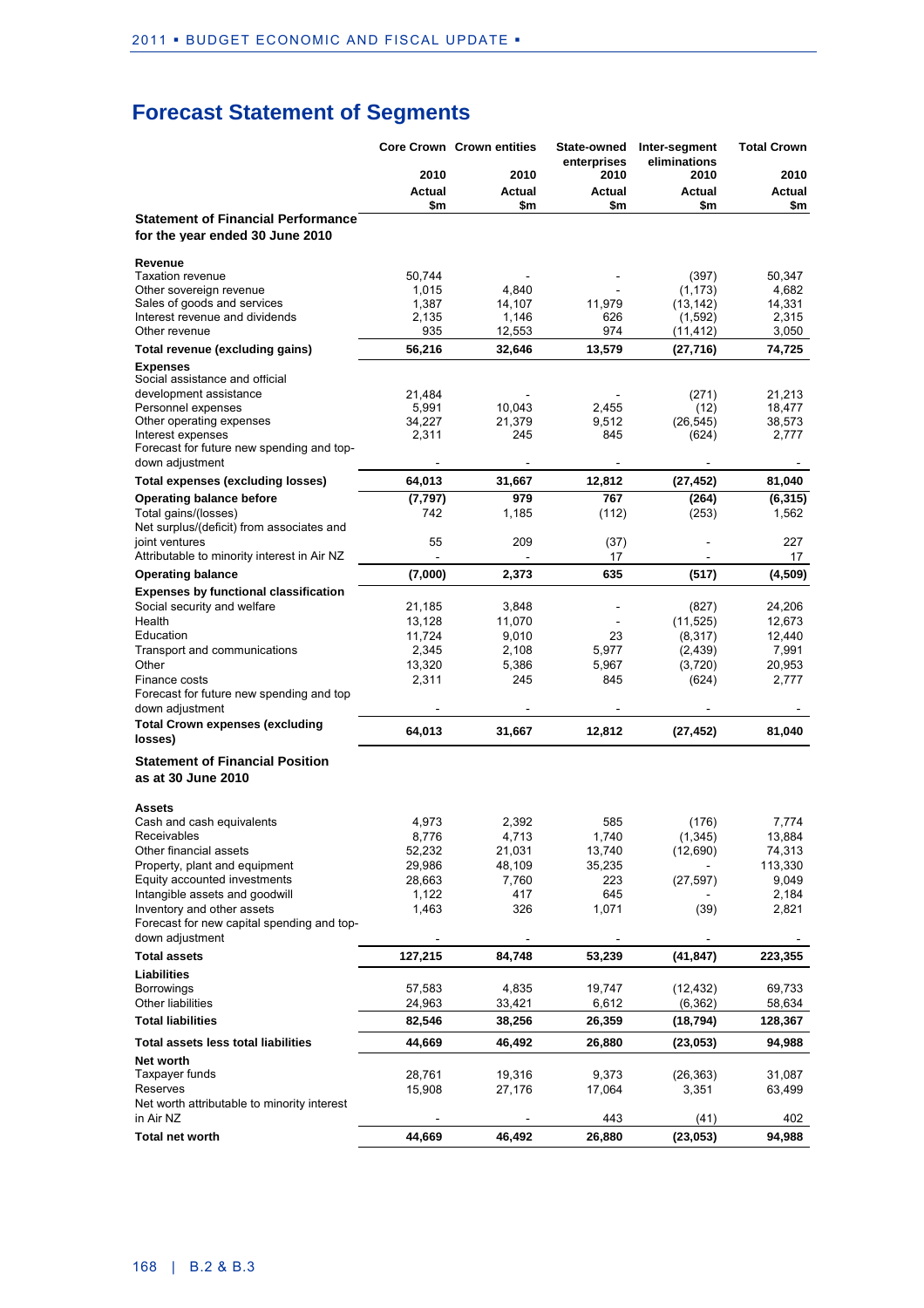# Forecast Statement of Segments

| | Core Crown | Crown entities | State-owned enterprises | Inter-segment eliminations | Total Crown |
|---|---|---|---|---|---|
| | 2010 | 2010 | 2010 | 2010 | 2010 |
| | Actual | Actual | Actual | Actual | Actual |
| | $m | $m | $m | $m | $m |
| **Statement of Financial Performance for the year ended 30 June 2010** | | | | | |
| **Revenue** | | | | | |
| Taxation revenue | 50,744 | - | - | (397) | 50,347 |
| Other sovereign revenue | 1,015 | 4,840 | - | (1,173) | 4,682 |
| Sales of goods and services | 1,387 | 14,107 | 11,979 | (13,142) | 14,331 |
| Interest revenue and dividends | 2,135 | 1,146 | 626 | (1,592) | 2,315 |
| Other revenue | 935 | 12,553 | 974 | (11,412) | 3,050 |
| **Total revenue (excluding gains)** | **56,216** | **32,646** | **13,579** | **(27,716)** | **74,725** |
| **Expenses** | | | | | |
| Social assistance and official development assistance | 21,484 | - | - | (271) | 21,213 |
| Personnel expenses | 5,991 | 10,043 | 2,455 | (12) | 18,477 |
| Other operating expenses | 34,227 | 21,379 | 9,512 | (26,545) | 38,573 |
| Interest expenses | 2,311 | 245 | 845 | (624) | 2,777 |
| Forecast for future new spending and top-down adjustment | - | - | - | - | - |
| **Total expenses (excluding losses)** | **64,013** | **31,667** | **12,812** | **(27,452)** | **81,040** |
| **Operating balance before** | **(7,797)** | **979** | **767** | **(264)** | **(6,315)** |
| Total gains/(losses) | 742 | 1,185 | (112) | (253) | 1,562 |
| Net surplus/(deficit) from associates and joint ventures | 55 | 209 | (37) | - | 227 |
| Attributable to minority interest in Air NZ | - | - | 17 | - | 17 |
| **Operating balance** | **(7,000)** | **2,373** | **635** | **(517)** | **(4,509)** |
| **Expenses by functional classification** | | | | | |
| Social security and welfare | 21,185 | 3,848 | - | (827) | 24,206 |
| Health | 13,128 | 11,070 | - | (11,525) | 12,673 |
| Education | 11,724 | 9,010 | 23 | (8,317) | 12,440 |
| Transport and communications | 2,345 | 2,108 | 5,977 | (2,439) | 7,991 |
| Other | 13,320 | 5,386 | 5,967 | (3,720) | 20,953 |
| Finance costs | 2,311 | 245 | 845 | (624) | 2,777 |
| Forecast for future new spending and top down adjustment | - | - | - | - | - |
| **Total Crown expenses (excluding losses)** | **64,013** | **31,667** | **12,812** | **(27,452)** | **81,040** |
| **Statement of Financial Position as at 30 June 2010** | | | | | |
| **Assets** | | | | | |
| Cash and cash equivalents | 4,973 | 2,392 | 585 | (176) | 7,774 |
| Receivables | 8,776 | 4,713 | 1,740 | (1,345) | 13,884 |
| Other financial assets | 52,232 | 21,031 | 13,740 | (12,690) | 74,313 |
| Property, plant and equipment | 29,986 | 48,109 | 35,235 | - | 113,330 |
| Equity accounted investments | 28,663 | 7,760 | 223 | (27,597) | 9,049 |
| Intangible assets and goodwill | 1,122 | 417 | 645 | - | 2,184 |
| Inventory and other assets | 1,463 | 326 | 1,071 | (39) | 2,821 |
| Forecast for new capital spending and top-down adjustment | - | - | - | - | - |
| **Total assets** | **127,215** | **84,748** | **53,239** | **(41,847)** | **223,355** |
| **Liabilities** | | | | | |
| Borrowings | 57,583 | 4,835 | 19,747 | (12,432) | 69,733 |
| Other liabilities | 24,963 | 33,421 | 6,612 | (6,362) | 58,634 |
| **Total liabilities** | **82,546** | **38,256** | **26,359** | **(18,794)** | **128,367** |
| **Total assets less total liabilities** | **44,669** | **46,492** | **26,880** | **(23,053)** | **94,988** |
| **Net worth** | | | | | |
| Taxpayer funds | 28,761 | 19,316 | 9,373 | (26,363) | 31,087 |
| Reserves | 15,908 | 27,176 | 17,064 | 3,351 | 63,499 |
| Net worth attributable to minority interest in Air NZ | - | - | 443 | (41) | 402 |
| **Total net worth** | **44,669** | **46,492** | **26,880** | **(23,053)** | **94,988** |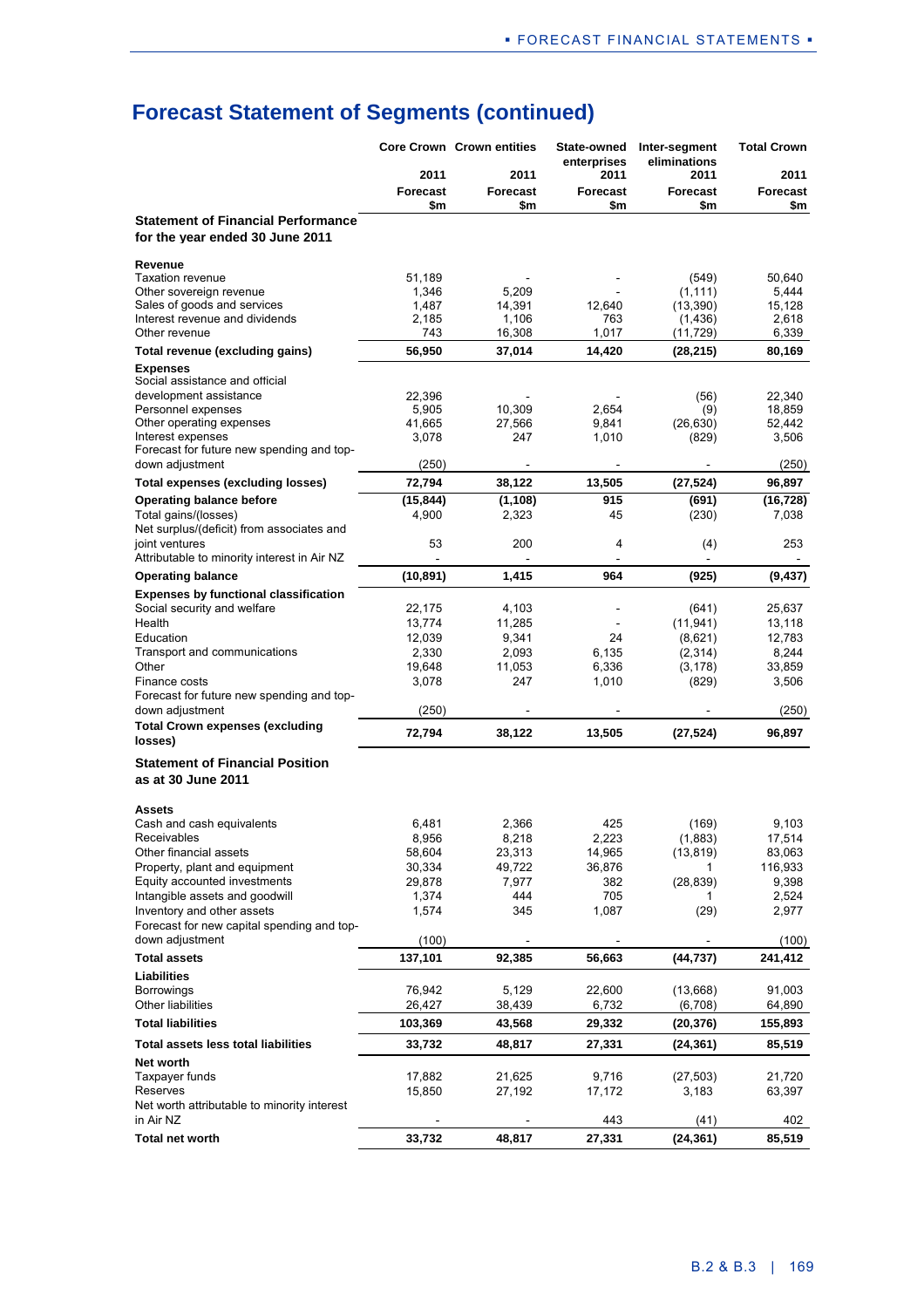# Forecast Statement of Segments (continued)

| | Core Crown | Crown entities | State-owned enterprises | Inter-segment eliminations | Total Crown |
|---|---|---|---|---|---|
| | 2011 | 2011 | 2011 | 2011 | 2011 |
| | Forecast | Forecast | Forecast | Forecast | Forecast |
| | $m | $m | $m | $m | $m |
| **Statement of Financial Performance for the year ended 30 June 2011** | | | | | |
| **Revenue** | | | | | |
| Taxation revenue | 51,189 | - | - | (549) | 50,640 |
| Other sovereign revenue | 1,346 | 5,209 | - | (1,111) | 5,444 |
| Sales of goods and services | 1,487 | 14,391 | 12,640 | (13,390) | 15,128 |
| Interest revenue and dividends | 2,185 | 1,106 | 763 | (1,436) | 2,618 |
| Other revenue | 743 | 16,308 | 1,017 | (11,729) | 6,339 |
| **Total revenue (excluding gains)** | **56,950** | **37,014** | **14,420** | **(28,215)** | **80,169** |
| **Expenses** | | | | | |
| Social assistance and official development assistance | 22,396 | - | - | (56) | 22,340 |
| Personnel expenses | 5,905 | 10,309 | 2,654 | (9) | 18,859 |
| Other operating expenses | 41,665 | 27,566 | 9,841 | (26,630) | 52,442 |
| Interest expenses | 3,078 | 247 | 1,010 | (829) | 3,506 |
| Forecast for future new spending and top-down adjustment | (250) | - | - | - | (250) |
| **Total expenses (excluding losses)** | **72,794** | **38,122** | **13,505** | **(27,524)** | **96,897** |
| **Operating balance before** | **(15,844)** | **(1,108)** | **915** | **(691)** | **(16,728)** |
| Total gains/(losses) | 4,900 | 2,323 | 45 | (230) | 7,038 |
| Net surplus/(deficit) from associates and joint ventures | 53 | 200 | 4 | (4) | 253 |
| Attributable to minority interest in Air NZ | - | - | - | - | - |
| **Operating balance** | **(10,891)** | **1,415** | **964** | **(925)** | **(9,437)** |
| **Expenses by functional classification** | | | | | |
| Social security and welfare | 22,175 | 4,103 | - | (641) | 25,637 |
| Health | 13,774 | 11,285 | - | (11,941) | 13,118 |
| Education | 12,039 | 9,341 | 24 | (8,621) | 12,783 |
| Transport and communications | 2,330 | 2,093 | 6,135 | (2,314) | 8,244 |
| Other | 19,648 | 11,053 | 6,336 | (3,178) | 33,859 |
| Finance costs | 3,078 | 247 | 1,010 | (829) | 3,506 |
| Forecast for future new spending and top-down adjustment | (250) | - | - | - | (250) |
| **Total Crown expenses (excluding losses)** | **72,794** | **38,122** | **13,505** | **(27,524)** | **96,897** |
| **Statement of Financial Position as at 30 June 2011** | | | | | |
| **Assets** | | | | | |
| Cash and cash equivalents | 6,481 | 2,366 | 425 | (169) | 9,103 |
| Receivables | 8,956 | 8,218 | 2,223 | (1,883) | 17,514 |
| Other financial assets | 58,604 | 23,313 | 14,965 | (13,819) | 83,063 |
| Property, plant and equipment | 30,334 | 49,722 | 36,876 | 1 | 116,933 |
| Equity accounted investments | 29,878 | 7,977 | 382 | (28,839) | 9,398 |
| Intangible assets and goodwill | 1,374 | 444 | 705 | 1 | 2,524 |
| Inventory and other assets | 1,574 | 345 | 1,087 | (29) | 2,977 |
| Forecast for new capital spending and top-down adjustment | (100) | - | - | - | (100) |
| **Total assets** | **137,101** | **92,385** | **56,663** | **(44,737)** | **241,412** |
| **Liabilities** | | | | | |
| Borrowings | 76,942 | 5,129 | 22,600 | (13,668) | 91,003 |
| Other liabilities | 26,427 | 38,439 | 6,732 | (6,708) | 64,890 |
| **Total liabilities** | **103,369** | **43,568** | **29,332** | **(20,376)** | **155,893** |
| **Total assets less total liabilities** | **33,732** | **48,817** | **27,331** | **(24,361)** | **85,519** |
| **Net worth** | | | | | |
| Taxpayer funds | 17,882 | 21,625 | 9,716 | (27,503) | 21,720 |
| Reserves | 15,850 | 27,192 | 17,172 | 3,183 | 63,397 |
| Net worth attributable to minority interest in Air NZ | - | - | 443 | (41) | 402 |
| **Total net worth** | **33,732** | **48,817** | **27,331** | **(24,361)** | **85,519** |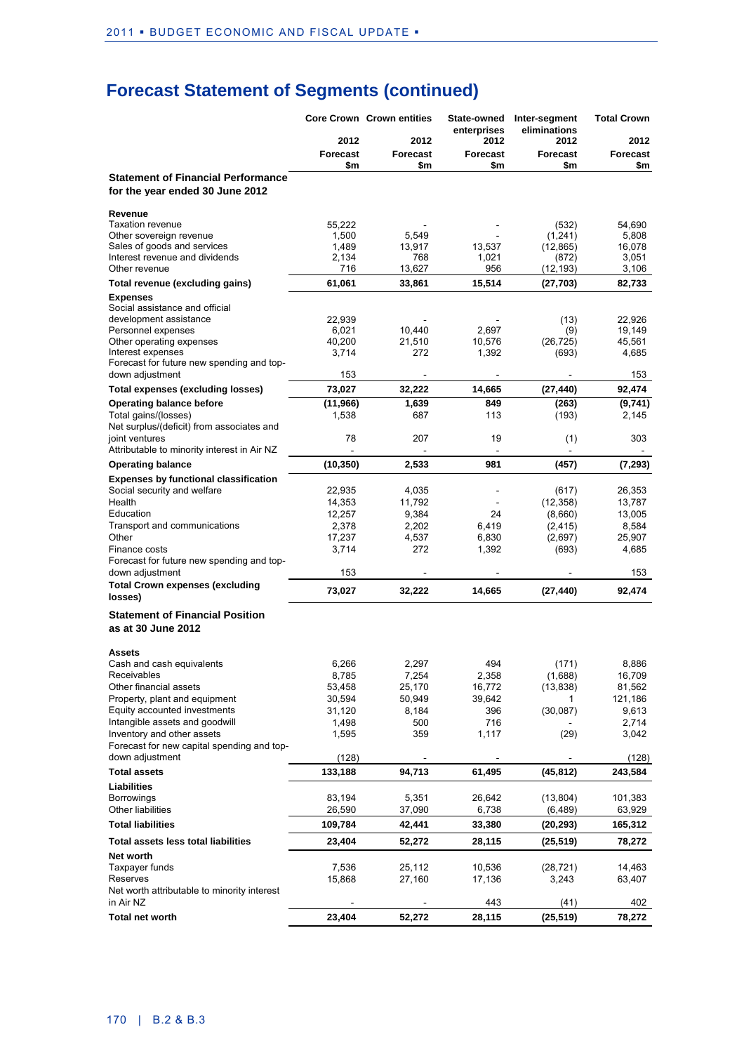# Forecast Statement of Segments (continued)

| | Core Crown | Crown entities | State-owned enterprises | Inter-segment eliminations | Total Crown |
|---|---|---|---|---|---|
| | 2012 | 2012 | 2012 | 2012 | 2012 |
| | Forecast | Forecast | Forecast | Forecast | Forecast |
| | $m | $m | $m | $m | $m |
| **Statement of Financial Performance for the year ended 30 June 2012** | | | | | |
| **Revenue** | | | | | |
| Taxation revenue | 55,222 | - | - | (532) | 54,690 |
| Other sovereign revenue | 1,500 | 5,549 | - | (1,241) | 5,808 |
| Sales of goods and services | 1,489 | 13,917 | 13,537 | (12,865) | 16,078 |
| Interest revenue and dividends | 2,134 | 768 | 1,021 | (872) | 3,051 |
| Other revenue | 716 | 13,627 | 956 | (12,193) | 3,106 |
| **Total revenue (excluding gains)** | **61,061** | **33,861** | **15,514** | **(27,703)** | **82,733** |
| **Expenses** | | | | | |
| Social assistance and official development assistance | 22,939 | - | - | (13) | 22,926 |
| Personnel expenses | 6,021 | 10,440 | 2,697 | (9) | 19,149 |
| Other operating expenses | 40,200 | 21,510 | 10,576 | (26,725) | 45,561 |
| Interest expenses | 3,714 | 272 | 1,392 | (693) | 4,685 |
| Forecast for future new spending and top-down adjustment | 153 | - | - | - | 153 |
| **Total expenses (excluding losses)** | **73,027** | **32,222** | **14,665** | **(27,440)** | **92,474** |
| **Operating balance before** | **(11,966)** | **1,639** | **849** | **(263)** | **(9,741)** |
| Total gains/(losses) | 1,538 | 687 | 113 | (193) | 2,145 |
| Net surplus/(deficit) from associates and joint ventures | 78 | 207 | 19 | (1) | 303 |
| Attributable to minority interest in Air NZ | - | - | - | - | - |
| **Operating balance** | **(10,350)** | **2,533** | **981** | **(457)** | **(7,293)** |
| **Expenses by functional classification** | | | | | |
| Social security and welfare | 22,935 | 4,035 | - | (617) | 26,353 |
| Health | 14,353 | 11,792 | - | (12,358) | 13,787 |
| Education | 12,257 | 9,384 | 24 | (8,660) | 13,005 |
| Transport and communications | 2,378 | 2,202 | 6,419 | (2,415) | 8,584 |
| Other | 17,237 | 4,537 | 6,830 | (2,697) | 25,907 |
| Finance costs | 3,714 | 272 | 1,392 | (693) | 4,685 |
| Forecast for future new spending and top-down adjustment | 153 | - | - | - | 153 |
| **Total Crown expenses (excluding losses)** | **73,027** | **32,222** | **14,665** | **(27,440)** | **92,474** |
| **Statement of Financial Position as at 30 June 2012** | | | | | |
| **Assets** | | | | | |
| Cash and cash equivalents | 6,266 | 2,297 | 494 | (171) | 8,886 |
| Receivables | 8,785 | 7,254 | 2,358 | (1,688) | 16,709 |
| Other financial assets | 53,458 | 25,170 | 16,772 | (13,838) | 81,562 |
| Property, plant and equipment | 30,594 | 50,949 | 39,642 | 1 | 121,186 |
| Equity accounted investments | 31,120 | 8,184 | 396 | (30,087) | 9,613 |
| Intangible assets and goodwill | 1,498 | 500 | 716 | - | 2,714 |
| Inventory and other assets | 1,595 | 359 | 1,117 | (29) | 3,042 |
| Forecast for new capital spending and top-down adjustment | (128) | - | - | - | (128) |
| **Total assets** | **133,188** | **94,713** | **61,495** | **(45,812)** | **243,584** |
| **Liabilities** | | | | | |
| Borrowings | 83,194 | 5,351 | 26,642 | (13,804) | 101,383 |
| Other liabilities | 26,590 | 37,090 | 6,738 | (6,489) | 63,929 |
| **Total liabilities** | **109,784** | **42,441** | **33,380** | **(20,293)** | **165,312** |
| **Total assets less total liabilities** | **23,404** | **52,272** | **28,115** | **(25,519)** | **78,272** |
| **Net worth** | | | | | |
| Taxpayer funds | 7,536 | 25,112 | 10,536 | (28,721) | 14,463 |
| Reserves | 15,868 | 27,160 | 17,136 | 3,243 | 63,407 |
| Net worth attributable to minority interest in Air NZ | - | - | 443 | (41) | 402 |
| **Total net worth** | **23,404** | **52,272** | **28,115** | **(25,519)** | **78,272** |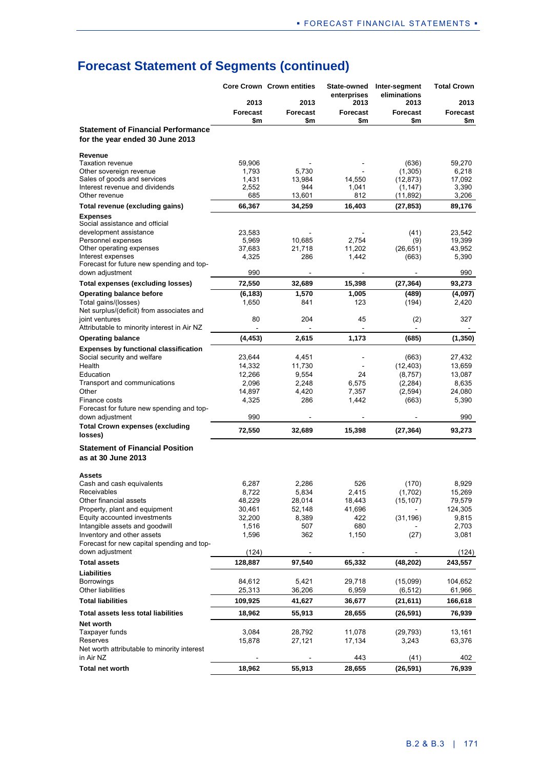# Forecast Statement of Segments (continued)

| | Core Crown | Crown entities | State-owned enterprises | Inter-segment eliminations | Total Crown |
|---|---|---|---|---|---|
| | 2013 | 2013 | 2013 | 2013 | 2013 |
| | Forecast | Forecast | Forecast | Forecast | Forecast |
| | $m | $m | $m | $m | $m |
| **Statement of Financial Performance for the year ended 30 June 2013** | | | | | |
| **Revenue** | | | | | |
| Taxation revenue | 59,906 | - | - | (636) | 59,270 |
| Other sovereign revenue | 1,793 | 5,730 | - | (1,305) | 6,218 |
| Sales of goods and services | 1,431 | 13,984 | 14,550 | (12,873) | 17,092 |
| Interest revenue and dividends | 2,552 | 944 | 1,041 | (1,147) | 3,390 |
| Other revenue | 685 | 13,601 | 812 | (11,892) | 3,206 |
| **Total revenue (excluding gains)** | **66,367** | **34,259** | **16,403** | **(27,853)** | **89,176** |
| **Expenses** | | | | | |
| Social assistance and official development assistance | 23,583 | - | - | (41) | 23,542 |
| Personnel expenses | 5,969 | 10,685 | 2,754 | (9) | 19,399 |
| Other operating expenses | 37,683 | 21,718 | 11,202 | (26,651) | 43,952 |
| Interest expenses | 4,325 | 286 | 1,442 | (663) | 5,390 |
| Forecast for future new spending and top-down adjustment | 990 | - | - | - | 990 |
| **Total expenses (excluding losses)** | **72,550** | **32,689** | **15,398** | **(27,364)** | **93,273** |
| **Operating balance before** | **(6,183)** | **1,570** | **1,005** | **(489)** | **(4,097)** |
| Total gains/(losses) | 1,650 | 841 | 123 | (194) | 2,420 |
| Net surplus/(deficit) from associates and joint ventures | 80 | 204 | 45 | (2) | 327 |
| Attributable to minority interest in Air NZ | - | - | - | - | - |
| **Operating balance** | **(4,453)** | **2,615** | **1,173** | **(685)** | **(1,350)** |
| **Expenses by functional classification** | | | | | |
| Social security and welfare | 23,644 | 4,451 | - | (663) | 27,432 |
| Health | 14,332 | 11,730 | - | (12,403) | 13,659 |
| Education | 12,266 | 9,554 | 24 | (8,757) | 13,087 |
| Transport and communications | 2,096 | 2,248 | 6,575 | (2,284) | 8,635 |
| Other | 14,897 | 4,420 | 7,357 | (2,594) | 24,080 |
| Finance costs | 4,325 | 286 | 1,442 | (663) | 5,390 |
| Forecast for future new spending and top-down adjustment | 990 | - | - | - | 990 |
| **Total Crown expenses (excluding losses)** | **72,550** | **32,689** | **15,398** | **(27,364)** | **93,273** |
| **Statement of Financial Position as at 30 June 2013** | | | | | |
| **Assets** | | | | | |
| Cash and cash equivalents | 6,287 | 2,286 | 526 | (170) | 8,929 |
| Receivables | 8,722 | 5,834 | 2,415 | (1,702) | 15,269 |
| Other financial assets | 48,229 | 28,014 | 18,443 | (15,107) | 79,579 |
| Property, plant and equipment | 30,461 | 52,148 | 41,696 | - | 124,305 |
| Equity accounted investments | 32,200 | 8,389 | 422 | (31,196) | 9,815 |
| Intangible assets and goodwill | 1,516 | 507 | 680 | - | 2,703 |
| Inventory and other assets | 1,596 | 362 | 1,150 | (27) | 3,081 |
| Forecast for new capital spending and top-down adjustment | (124) | - | - | - | (124) |
| **Total assets** | **128,887** | **97,540** | **65,332** | **(48,202)** | **243,557** |
| **Liabilities** | | | | | |
| Borrowings | 84,612 | 5,421 | 29,718 | (15,099) | 104,652 |
| Other liabilities | 25,313 | 36,206 | 6,959 | (6,512) | 61,966 |
| **Total liabilities** | **109,925** | **41,627** | **36,677** | **(21,611)** | **166,618** |
| **Total assets less total liabilities** | **18,962** | **55,913** | **28,655** | **(26,591)** | **76,939** |
| **Net worth** | | | | | |
| Taxpayer funds | 3,084 | 28,792 | 11,078 | (29,793) | 13,161 |
| Reserves | 15,878 | 27,121 | 17,134 | 3,243 | 63,376 |
| Net worth attributable to minority interest in Air NZ | - | - | 443 | (41) | 402 |
| **Total net worth** | **18,962** | **55,913** | **28,655** | **(26,591)** | **76,939** |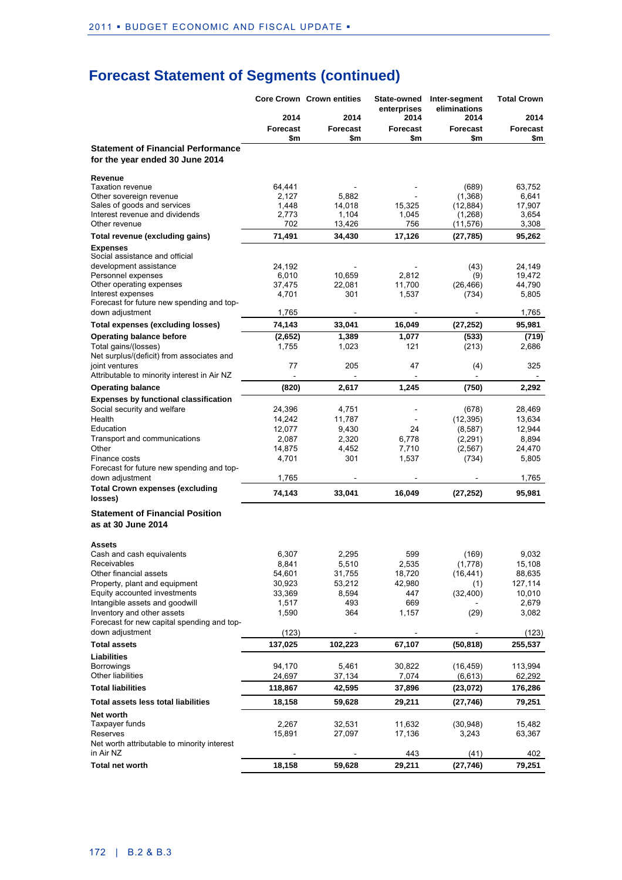# Forecast Statement of Segments (continued)

| | Core Crown | Crown entities | State-owned enterprises | Inter-segment eliminations | Total Crown |
|---|---|---|---|---|---|
| | 2014 | 2014 | 2014 | 2014 | 2014 |
| | Forecast | Forecast | Forecast | Forecast | Forecast |
| | $m | $m | $m | $m | $m |
| **Statement of Financial Performance for the year ended 30 June 2014** | | | | | |
| **Revenue** | | | | | |
| Taxation revenue | 64,441 | - | - | (689) | 63,752 |
| Other sovereign revenue | 2,127 | 5,882 | - | (1,368) | 6,641 |
| Sales of goods and services | 1,448 | 14,018 | 15,325 | (12,884) | 17,907 |
| Interest revenue and dividends | 2,773 | 1,104 | 1,045 | (1,268) | 3,654 |
| Other revenue | 702 | 13,426 | 756 | (11,576) | 3,308 |
| **Total revenue (excluding gains)** | **71,491** | **34,430** | **17,126** | **(27,785)** | **95,262** |
| **Expenses** | | | | | |
| Social assistance and official development assistance | 24,192 | - | - | (43) | 24,149 |
| Personnel expenses | 6,010 | 10,659 | 2,812 | (9) | 19,472 |
| Other operating expenses | 37,475 | 22,081 | 11,700 | (26,466) | 44,790 |
| Interest expenses | 4,701 | 301 | 1,537 | (734) | 5,805 |
| Forecast for future new spending and top-down adjustment | 1,765 | - | - | - | 1,765 |
| **Total expenses (excluding losses)** | **74,143** | **33,041** | **16,049** | **(27,252)** | **95,981** |
| **Operating balance before** | **(2,652)** | **1,389** | **1,077** | **(533)** | **(719)** |
| Total gains/(losses) | 1,755 | 1,023 | 121 | (213) | 2,686 |
| Net surplus/(deficit) from associates and joint ventures | 77 | 205 | 47 | (4) | 325 |
| Attributable to minority interest in Air NZ | - | - | - | - | - |
| **Operating balance** | **(820)** | **2,617** | **1,245** | **(750)** | **2,292** |
| **Expenses by functional classification** | | | | | |
| Social security and welfare | 24,396 | 4,751 | - | (678) | 28,469 |
| Health | 14,242 | 11,787 | - | (12,395) | 13,634 |
| Education | 12,077 | 9,430 | 24 | (8,587) | 12,944 |
| Transport and communications | 2,087 | 2,320 | 6,778 | (2,291) | 8,894 |
| Other | 14,875 | 4,452 | 7,710 | (2,567) | 24,470 |
| Finance costs | 4,701 | 301 | 1,537 | (734) | 5,805 |
| Forecast for future new spending and top-down adjustment | 1,765 | - | - | - | 1,765 |
| **Total Crown expenses (excluding losses)** | **74,143** | **33,041** | **16,049** | **(27,252)** | **95,981** |
| **Statement of Financial Position as at 30 June 2014** | | | | | |
| **Assets** | | | | | |
| Cash and cash equivalents | 6,307 | 2,295 | 599 | (169) | 9,032 |
| Receivables | 8,841 | 5,510 | 2,535 | (1,778) | 15,108 |
| Other financial assets | 54,601 | 31,755 | 18,720 | (16,441) | 88,635 |
| Property, plant and equipment | 30,923 | 53,212 | 42,980 | (1) | 127,114 |
| Equity accounted investments | 33,369 | 8,594 | 447 | (32,400) | 10,010 |
| Intangible assets and goodwill | 1,517 | 493 | 669 | - | 2,679 |
| Inventory and other assets | 1,590 | 364 | 1,157 | (29) | 3,082 |
| Forecast for new capital spending and top-down adjustment | (123) | - | - | - | (123) |
| **Total assets** | **137,025** | **102,223** | **67,107** | **(50,818)** | **255,537** |
| **Liabilities** | | | | | |
| Borrowings | 94,170 | 5,461 | 30,822 | (16,459) | 113,994 |
| Other liabilities | 24,697 | 37,134 | 7,074 | (6,613) | 62,292 |
| **Total liabilities** | **118,867** | **42,595** | **37,896** | **(23,072)** | **176,286** |
| **Total assets less total liabilities** | **18,158** | **59,628** | **29,211** | **(27,746)** | **79,251** |
| **Net worth** | | | | | |
| Taxpayer funds | 2,267 | 32,531 | 11,632 | (30,948) | 15,482 |
| Reserves | 15,891 | 27,097 | 17,136 | 3,243 | 63,367 |
| Net worth attributable to minority interest in Air NZ | - | - | 443 | (41) | 402 |
| **Total net worth** | **18,158** | **59,628** | **29,211** | **(27,746)** | **79,251** |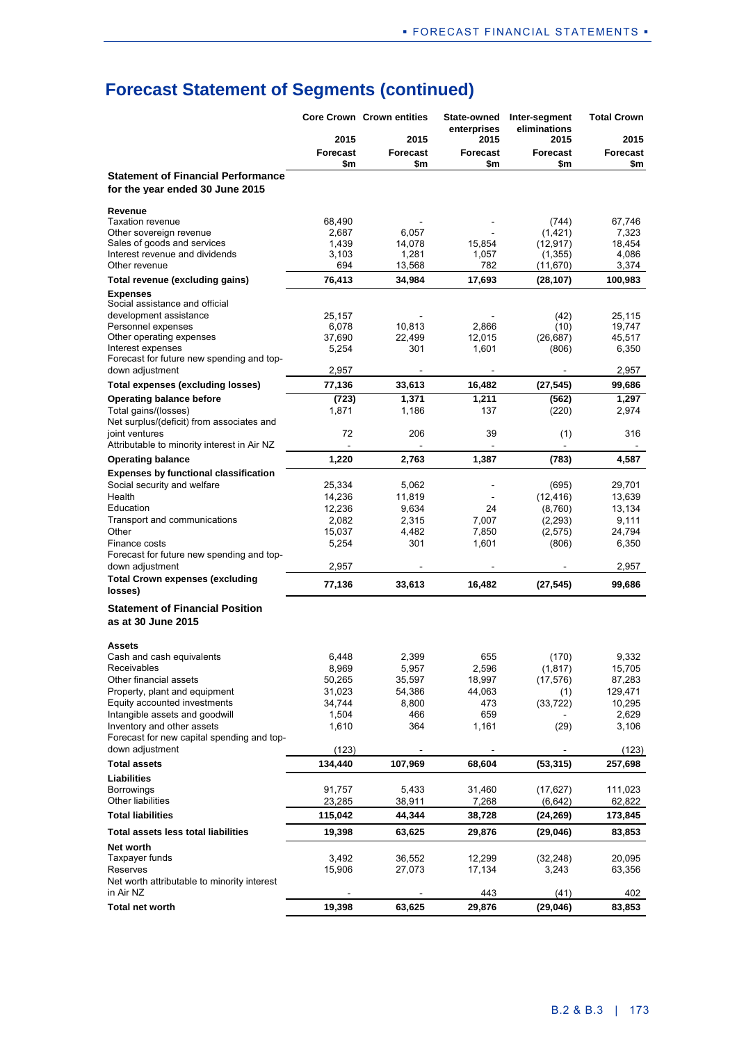# Forecast Statement of Segments (continued)

| | Core Crown | Crown entities | State-owned enterprises | Inter-segment eliminations | Total Crown |
|---|---|---|---|---|---|
| | 2015 | 2015 | 2015 | 2015 | 2015 |
| | Forecast | Forecast | Forecast | Forecast | Forecast |
| | $m | $m | $m | $m | $m |
| **Statement of Financial Performance for the year ended 30 June 2015** | | | | | |
| **Revenue** | | | | | |
| Taxation revenue | 68,490 | - | - | (744) | 67,746 |
| Other sovereign revenue | 2,687 | 6,057 | - | (1,421) | 7,323 |
| Sales of goods and services | 1,439 | 14,078 | 15,854 | (12,917) | 18,454 |
| Interest revenue and dividends | 3,103 | 1,281 | 1,057 | (1,355) | 4,086 |
| Other revenue | 694 | 13,568 | 782 | (11,670) | 3,374 |
| **Total revenue (excluding gains)** | **76,413** | **34,984** | **17,693** | **(28,107)** | **100,983** |
| **Expenses** | | | | | |
| Social assistance and official development assistance | 25,157 | - | - | (42) | 25,115 |
| Personnel expenses | 6,078 | 10,813 | 2,866 | (10) | 19,747 |
| Other operating expenses | 37,690 | 22,499 | 12,015 | (26,687) | 45,517 |
| Interest expenses | 5,254 | 301 | 1,601 | (806) | 6,350 |
| Forecast for future new spending and top-down adjustment | 2,957 | - | - | - | 2,957 |
| **Total expenses (excluding losses)** | **77,136** | **33,613** | **16,482** | **(27,545)** | **99,686** |
| **Operating balance before** | **(723)** | **1,371** | **1,211** | **(562)** | **1,297** |
| Total gains/(losses) | 1,871 | 1,186 | 137 | (220) | 2,974 |
| Net surplus/(deficit) from associates and joint ventures | 72 | 206 | 39 | (1) | 316 |
| Attributable to minority interest in Air NZ | - | - | - | - | - |
| **Operating balance** | **1,220** | **2,763** | **1,387** | **(783)** | **4,587** |
| **Expenses by functional classification** | | | | | |
| Social security and welfare | 25,334 | 5,062 | - | (695) | 29,701 |
| Health | 14,236 | 11,819 | - | (12,416) | 13,639 |
| Education | 12,236 | 9,634 | 24 | (8,760) | 13,134 |
| Transport and communications | 2,082 | 2,315 | 7,007 | (2,293) | 9,111 |
| Other | 15,037 | 4,482 | 7,850 | (2,575) | 24,794 |
| Finance costs | 5,254 | 301 | 1,601 | (806) | 6,350 |
| Forecast for future new spending and top-down adjustment | 2,957 | - | - | - | 2,957 |
| **Total Crown expenses (excluding losses)** | **77,136** | **33,613** | **16,482** | **(27,545)** | **99,686** |
| **Statement of Financial Position as at 30 June 2015** | | | | | |
| **Assets** | | | | | |
| Cash and cash equivalents | 6,448 | 2,399 | 655 | (170) | 9,332 |
| Receivables | 8,969 | 5,957 | 2,596 | (1,817) | 15,705 |
| Other financial assets | 50,265 | 35,597 | 18,997 | (17,576) | 87,283 |
| Property, plant and equipment | 31,023 | 54,386 | 44,063 | (1) | 129,471 |
| Equity accounted investments | 34,744 | 8,800 | 473 | (33,722) | 10,295 |
| Intangible assets and goodwill | 1,504 | 466 | 659 | - | 2,629 |
| Inventory and other assets | 1,610 | 364 | 1,161 | (29) | 3,106 |
| Forecast for new capital spending and top-down adjustment | (123) | - | - | - | (123) |
| **Total assets** | **134,440** | **107,969** | **68,604** | **(53,315)** | **257,698** |
| **Liabilities** | | | | | |
| Borrowings | 91,757 | 5,433 | 31,460 | (17,627) | 111,023 |
| Other liabilities | 23,285 | 38,911 | 7,268 | (6,642) | 62,822 |
| **Total liabilities** | **115,042** | **44,344** | **38,728** | **(24,269)** | **173,845** |
| **Total assets less total liabilities** | **19,398** | **63,625** | **29,876** | **(29,046)** | **83,853** |
| **Net worth** | | | | | |
| Taxpayer funds | 3,492 | 36,552 | 12,299 | (32,248) | 20,095 |
| Reserves | 15,906 | 27,073 | 17,134 | 3,243 | 63,356 |
| Net worth attributable to minority interest in Air NZ | - | - | 443 | (41) | 402 |
| **Total net worth** | **19,398** | **63,625** | **29,876** | **(29,046)** | **83,853** |